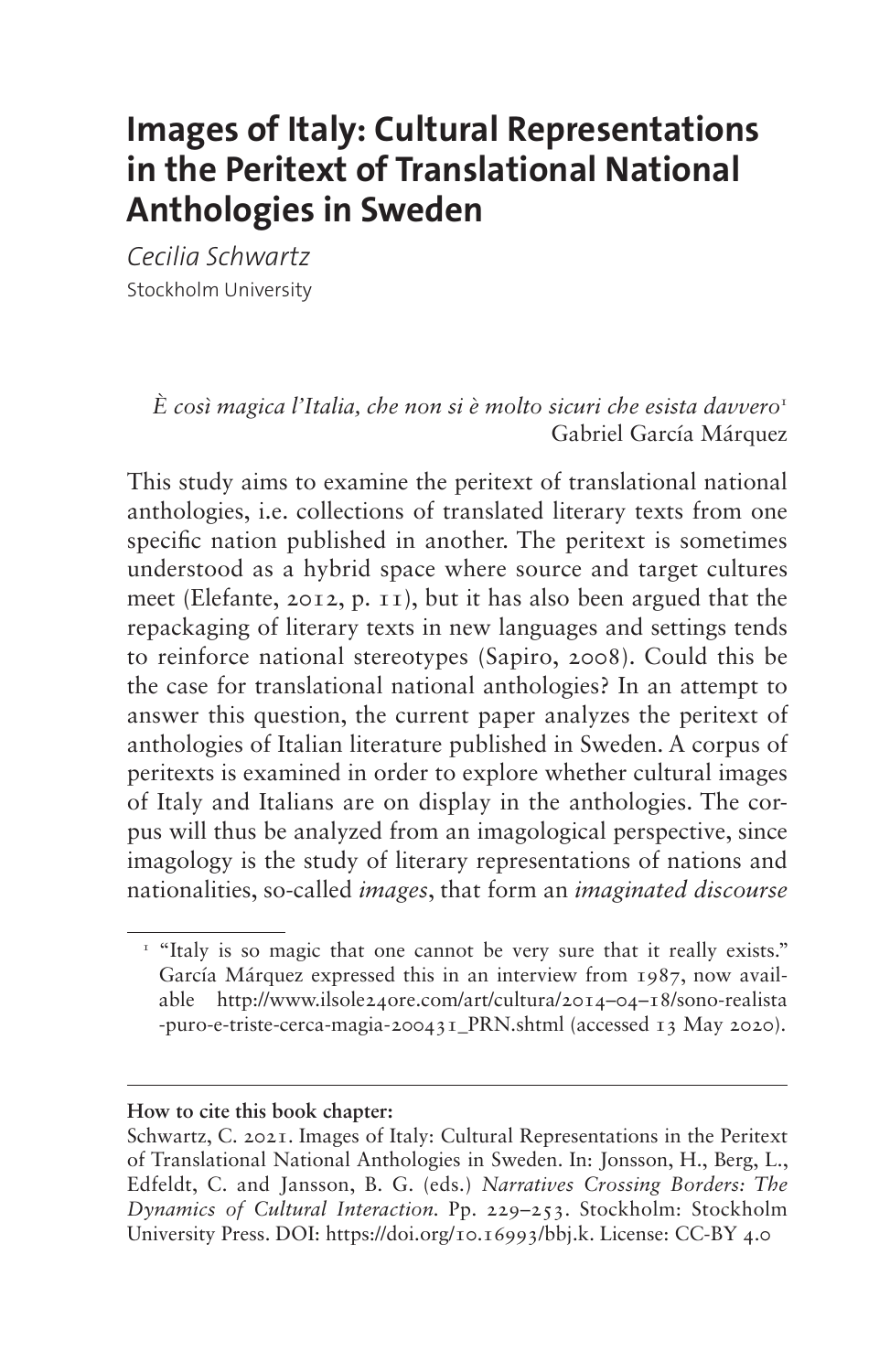# Images of Italy: Cultural Representations in the Peritext of Translational National Anthologies in Sweden

*Cecilia Schwartz*
Stockholm University

> *È così magica l'Italia, che non si è molto sicuri che esista davvero*[1]
> Gabriel García Márquez

This study aims to examine the peritext of translational national anthologies, i.e. collections of translated literary texts from one specific nation published in another. The peritext is sometimes understood as a hybrid space where source and target cultures meet (Elefante, 2012, p. 11), but it has also been argued that the repackaging of literary texts in new languages and settings tends to reinforce national stereotypes (Sapiro, 2008). Could this be the case for translational national anthologies? In an attempt to answer this question, the current paper analyzes the peritext of anthologies of Italian literature published in Sweden. A corpus of peritexts is examined in order to explore whether cultural images of Italy and Italians are on display in the anthologies. The corpus will thus be analyzed from an imagological perspective, since imagology is the study of literary representations of nations and nationalities, so-called *images*, that form an *imaginated discourse*

[1] "Italy is so magic that one cannot be very sure that it really exists." García Márquez expressed this in an interview from 1987, now available http://www.ilsole24ore.com/art/cultura/2014–04–18/sono-realista-puro-e-triste-cerca-magia-200431_PRN.shtml (accessed 13 May 2020).

**How to cite this book chapter:**

Schwartz, C. 2021. Images of Italy: Cultural Representations in the Peritext of Translational National Anthologies in Sweden. In: Jonsson, H., Berg, L., Edfeldt, C. and Jansson, B. G. (eds.) *Narratives Crossing Borders: The Dynamics of Cultural Interaction.* Pp. 229–253. Stockholm: Stockholm University Press. DOI: https://doi.org/10.16993/bbj.k. License: CC-BY 4.0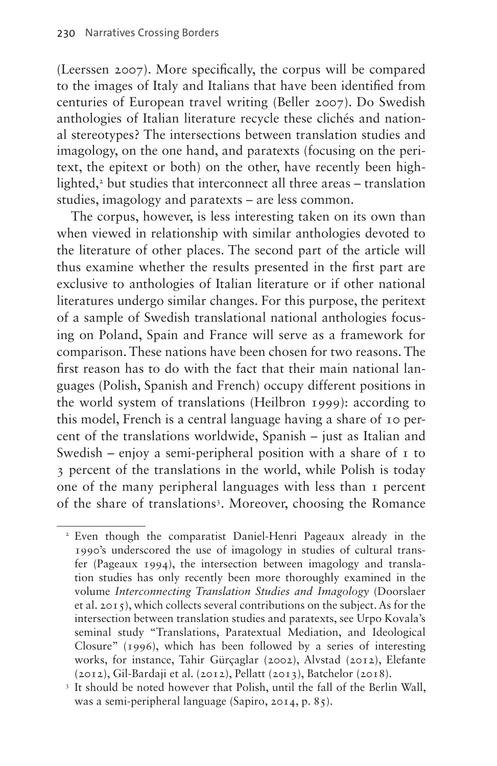(Leerssen 2007). More specifically, the corpus will be compared to the images of Italy and Italians that have been identified from centuries of European travel writing (Beller 2007). Do Swedish anthologies of Italian literature recycle these clichés and national stereotypes? The intersections between translation studies and imagology, on the one hand, and paratexts (focusing on the peritext, the epitext or both) on the other, have recently been highlighted,[2] but studies that interconnect all three areas – translation studies, imagology and paratexts – are less common.

The corpus, however, is less interesting taken on its own than when viewed in relationship with similar anthologies devoted to the literature of other places. The second part of the article will thus examine whether the results presented in the first part are exclusive to anthologies of Italian literature or if other national literatures undergo similar changes. For this purpose, the peritext of a sample of Swedish translational national anthologies focusing on Poland, Spain and France will serve as a framework for comparison. These nations have been chosen for two reasons. The first reason has to do with the fact that their main national languages (Polish, Spanish and French) occupy different positions in the world system of translations (Heilbron 1999): according to this model, French is a central language having a share of 10 percent of the translations worldwide, Spanish – just as Italian and Swedish – enjoy a semi-peripheral position with a share of 1 to 3 percent of the translations in the world, while Polish is today one of the many peripheral languages with less than 1 percent of the share of translations[3]. Moreover, choosing the Romance

---

[2] Even though the comparatist Daniel-Henri Pageaux already in the 1990's underscored the use of imagology in studies of cultural transfer (Pageaux 1994), the intersection between imagology and translation studies has only recently been more thoroughly examined in the volume *Interconnecting Translation Studies and Imagology* (Doorslaer et al. 2015), which collects several contributions on the subject. As for the intersection between translation studies and paratexts, see Urpo Kovala's seminal study "Translations, Paratextual Mediation, and Ideological Closure" (1996), which has been followed by a series of interesting works, for instance, Tahir Gürçaglar (2002), Alvstad (2012), Elefante (2012), Gil-Bardaji et al. (2012), Pellatt (2013), Batchelor (2018).

[3] It should be noted however that Polish, until the fall of the Berlin Wall, was a semi-peripheral language (Sapiro, 2014, p. 85).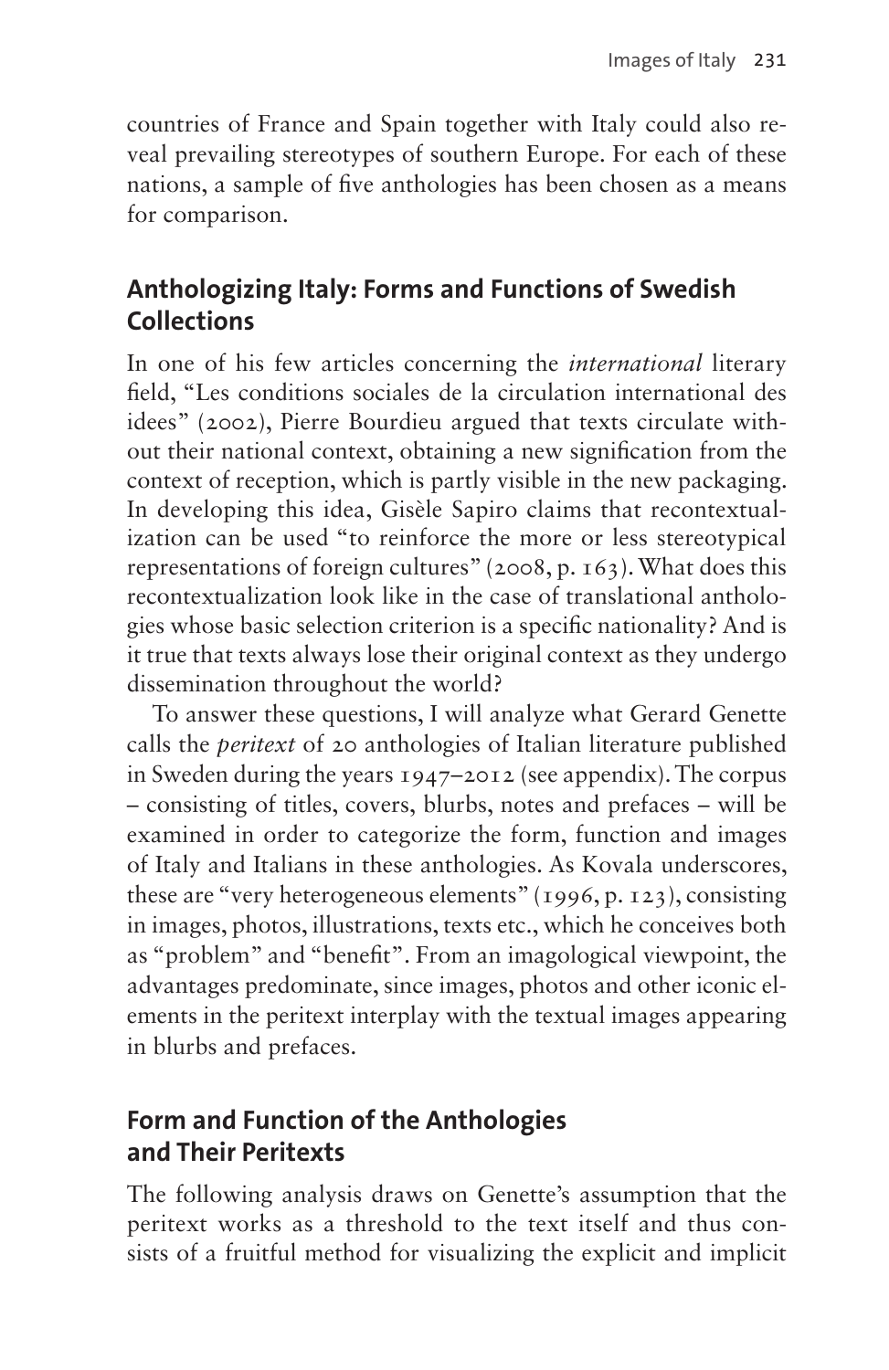countries of France and Spain together with Italy could also reveal prevailing stereotypes of southern Europe. For each of these nations, a sample of five anthologies has been chosen as a means for comparison.

## Anthologizing Italy: Forms and Functions of Swedish Collections

In one of his few articles concerning the *international* literary field, "Les conditions sociales de la circulation international des idees" (2002), Pierre Bourdieu argued that texts circulate without their national context, obtaining a new signification from the context of reception, which is partly visible in the new packaging. In developing this idea, Gisèle Sapiro claims that recontextualization can be used "to reinforce the more or less stereotypical representations of foreign cultures" (2008, p. 163). What does this recontextualization look like in the case of translational anthologies whose basic selection criterion is a specific nationality? And is it true that texts always lose their original context as they undergo dissemination throughout the world?

To answer these questions, I will analyze what Gerard Genette calls the *peritext* of 20 anthologies of Italian literature published in Sweden during the years 1947–2012 (see appendix). The corpus – consisting of titles, covers, blurbs, notes and prefaces – will be examined in order to categorize the form, function and images of Italy and Italians in these anthologies. As Kovala underscores, these are "very heterogeneous elements" (1996, p. 123), consisting in images, photos, illustrations, texts etc., which he conceives both as "problem" and "benefit". From an imagological viewpoint, the advantages predominate, since images, photos and other iconic elements in the peritext interplay with the textual images appearing in blurbs and prefaces.

## Form and Function of the Anthologies and Their Peritexts

The following analysis draws on Genette's assumption that the peritext works as a threshold to the text itself and thus consists of a fruitful method for visualizing the explicit and implicit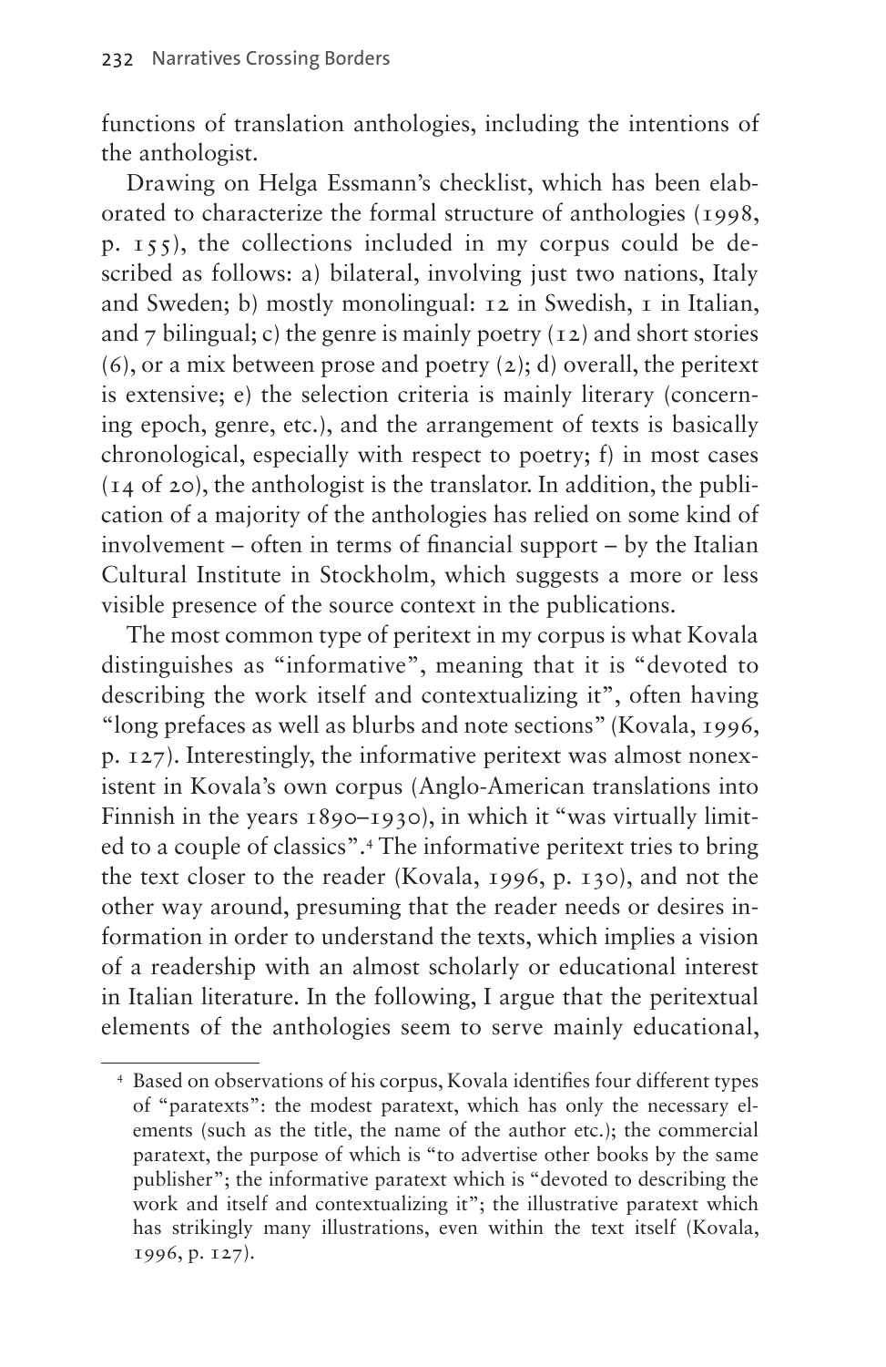functions of translation anthologies, including the intentions of the anthologist.

Drawing on Helga Essmann's checklist, which has been elaborated to characterize the formal structure of anthologies (1998, p. 155), the collections included in my corpus could be described as follows: a) bilateral, involving just two nations, Italy and Sweden; b) mostly monolingual: 12 in Swedish, 1 in Italian, and 7 bilingual; c) the genre is mainly poetry (12) and short stories (6), or a mix between prose and poetry (2); d) overall, the peritext is extensive; e) the selection criteria is mainly literary (concerning epoch, genre, etc.), and the arrangement of texts is basically chronological, especially with respect to poetry; f) in most cases (14 of 20), the anthologist is the translator. In addition, the publication of a majority of the anthologies has relied on some kind of involvement – often in terms of financial support – by the Italian Cultural Institute in Stockholm, which suggests a more or less visible presence of the source context in the publications.

The most common type of peritext in my corpus is what Kovala distinguishes as "informative", meaning that it is "devoted to describing the work itself and contextualizing it", often having "long prefaces as well as blurbs and note sections" (Kovala, 1996, p. 127). Interestingly, the informative peritext was almost nonexistent in Kovala's own corpus (Anglo-American translations into Finnish in the years 1890–1930), in which it "was virtually limited to a couple of classics".[4] The informative peritext tries to bring the text closer to the reader (Kovala, 1996, p. 130), and not the other way around, presuming that the reader needs or desires information in order to understand the texts, which implies a vision of a readership with an almost scholarly or educational interest in Italian literature. In the following, I argue that the peritextual elements of the anthologies seem to serve mainly educational,

[4] Based on observations of his corpus, Kovala identifies four different types of "paratexts": the modest paratext, which has only the necessary elements (such as the title, the name of the author etc.); the commercial paratext, the purpose of which is "to advertise other books by the same publisher"; the informative paratext which is "devoted to describing the work and itself and contextualizing it"; the illustrative paratext which has strikingly many illustrations, even within the text itself (Kovala, 1996, p. 127).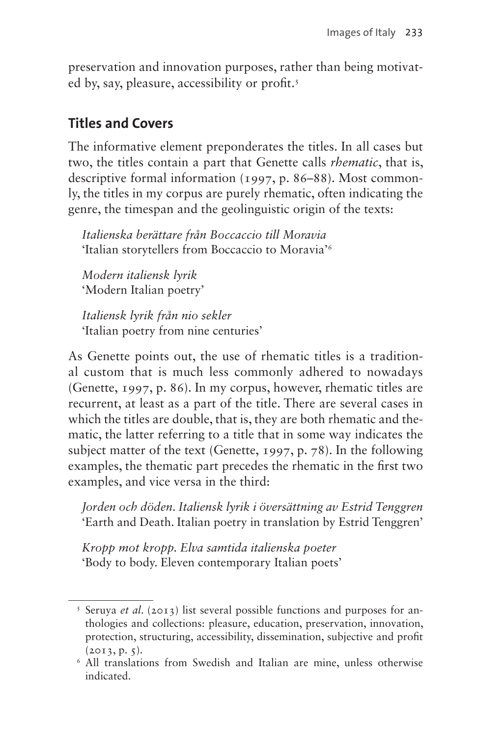preservation and innovation purposes, rather than being motivated by, say, pleasure, accessibility or profit.[5]

## Titles and Covers

The informative element preponderates the titles. In all cases but two, the titles contain a part that Genette calls *rhematic*, that is, descriptive formal information (1997, p. 86–88). Most commonly, the titles in my corpus are purely rhematic, often indicating the genre, the timespan and the geolinguistic origin of the texts:

> *Italienska berättare från Boccaccio till Moravia*
> 'Italian storytellers from Boccaccio to Moravia'[6]
>
> *Modern italiensk lyrik*
> 'Modern Italian poetry'
>
> *Italiensk lyrik från nio sekler*
> 'Italian poetry from nine centuries'

As Genette points out, the use of rhematic titles is a traditional custom that is much less commonly adhered to nowadays (Genette, 1997, p. 86). In my corpus, however, rhematic titles are recurrent, at least as a part of the title. There are several cases in which the titles are double, that is, they are both rhematic and thematic, the latter referring to a title that in some way indicates the subject matter of the text (Genette, 1997, p. 78). In the following examples, the thematic part precedes the rhematic in the first two examples, and vice versa in the third:

> *Jorden och döden. Italiensk lyrik i översättning av Estrid Tenggren*
> 'Earth and Death. Italian poetry in translation by Estrid Tenggren'
>
> *Kropp mot kropp. Elva samtida italienska poeter*
> 'Body to body. Eleven contemporary Italian poets'

---

[5] Seruya *et al.* (2013) list several possible functions and purposes for anthologies and collections: pleasure, education, preservation, innovation, protection, structuring, accessibility, dissemination, subjective and profit (2013, p. 5).

[6] All translations from Swedish and Italian are mine, unless otherwise indicated.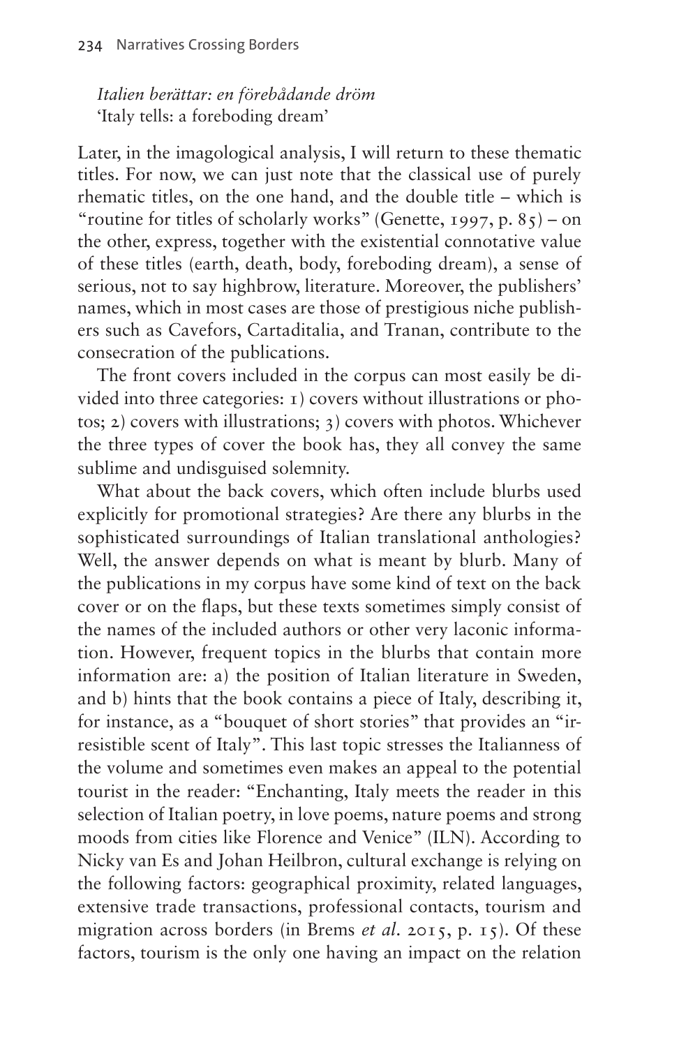*Italien berättar: en förebådande dröm*
'Italy tells: a foreboding dream'

Later, in the imagological analysis, I will return to these thematic titles. For now, we can just note that the classical use of purely rhematic titles, on the one hand, and the double title – which is "routine for titles of scholarly works" (Genette, 1997, p. 85) – on the other, express, together with the existential connotative value of these titles (earth, death, body, foreboding dream), a sense of serious, not to say highbrow, literature. Moreover, the publishers' names, which in most cases are those of prestigious niche publishers such as Cavefors, Cartaditalia, and Tranan, contribute to the consecration of the publications.

The front covers included in the corpus can most easily be divided into three categories: 1) covers without illustrations or photos; 2) covers with illustrations; 3) covers with photos. Whichever the three types of cover the book has, they all convey the same sublime and undisguised solemnity.

What about the back covers, which often include blurbs used explicitly for promotional strategies? Are there any blurbs in the sophisticated surroundings of Italian translational anthologies? Well, the answer depends on what is meant by blurb. Many of the publications in my corpus have some kind of text on the back cover or on the flaps, but these texts sometimes simply consist of the names of the included authors or other very laconic information. However, frequent topics in the blurbs that contain more information are: a) the position of Italian literature in Sweden, and b) hints that the book contains a piece of Italy, describing it, for instance, as a "bouquet of short stories" that provides an "irresistible scent of Italy". This last topic stresses the Italianness of the volume and sometimes even makes an appeal to the potential tourist in the reader: "Enchanting, Italy meets the reader in this selection of Italian poetry, in love poems, nature poems and strong moods from cities like Florence and Venice" (ILN). According to Nicky van Es and Johan Heilbron, cultural exchange is relying on the following factors: geographical proximity, related languages, extensive trade transactions, professional contacts, tourism and migration across borders (in Brems *et al.* 2015, p. 15). Of these factors, tourism is the only one having an impact on the relation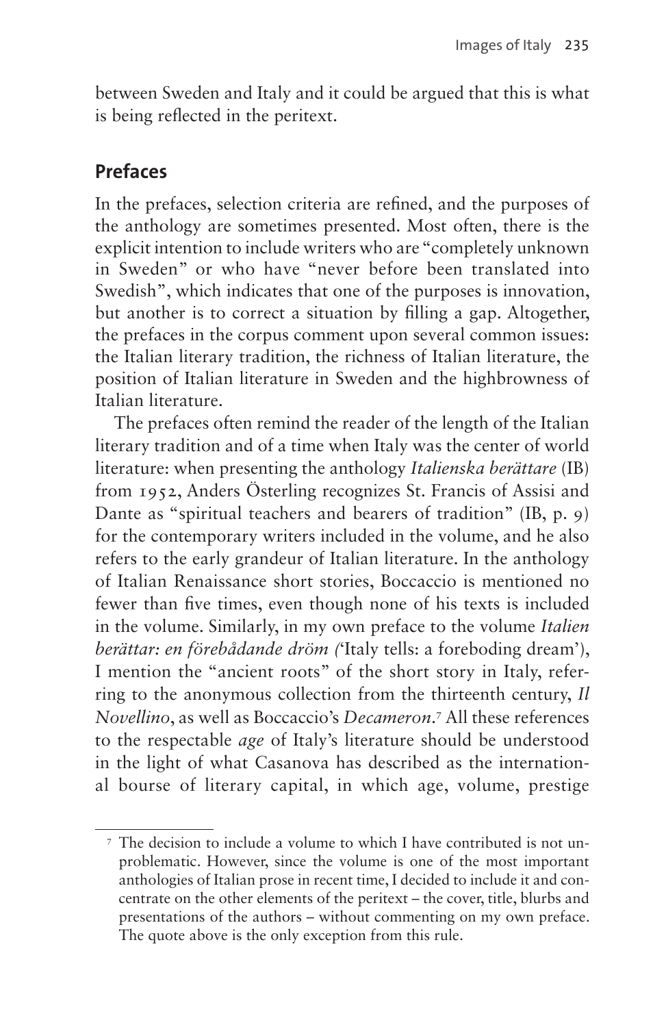between Sweden and Italy and it could be argued that this is what is being reflected in the peritext.

## Prefaces

In the prefaces, selection criteria are refined, and the purposes of the anthology are sometimes presented. Most often, there is the explicit intention to include writers who are "completely unknown in Sweden" or who have "never before been translated into Swedish", which indicates that one of the purposes is innovation, but another is to correct a situation by filling a gap. Altogether, the prefaces in the corpus comment upon several common issues: the Italian literary tradition, the richness of Italian literature, the position of Italian literature in Sweden and the highbrowness of Italian literature.

The prefaces often remind the reader of the length of the Italian literary tradition and of a time when Italy was the center of world literature: when presenting the anthology *Italienska berättare* (IB) from 1952, Anders Österling recognizes St. Francis of Assisi and Dante as "spiritual teachers and bearers of tradition" (IB, p. 9) for the contemporary writers included in the volume, and he also refers to the early grandeur of Italian literature. In the anthology of Italian Renaissance short stories, Boccaccio is mentioned no fewer than five times, even though none of his texts is included in the volume. Similarly, in my own preface to the volume *Italien berättar: en förebådande dröm (*'Italy tells: a foreboding dream'), I mention the "ancient roots" of the short story in Italy, referring to the anonymous collection from the thirteenth century, *Il Novellino*, as well as Boccaccio's *Decameron*.[7] All these references to the respectable *age* of Italy's literature should be understood in the light of what Casanova has described as the international bourse of literary capital, in which age, volume, prestige

[7] The decision to include a volume to which I have contributed is not unproblematic. However, since the volume is one of the most important anthologies of Italian prose in recent time, I decided to include it and concentrate on the other elements of the peritext – the cover, title, blurbs and presentations of the authors – without commenting on my own preface. The quote above is the only exception from this rule.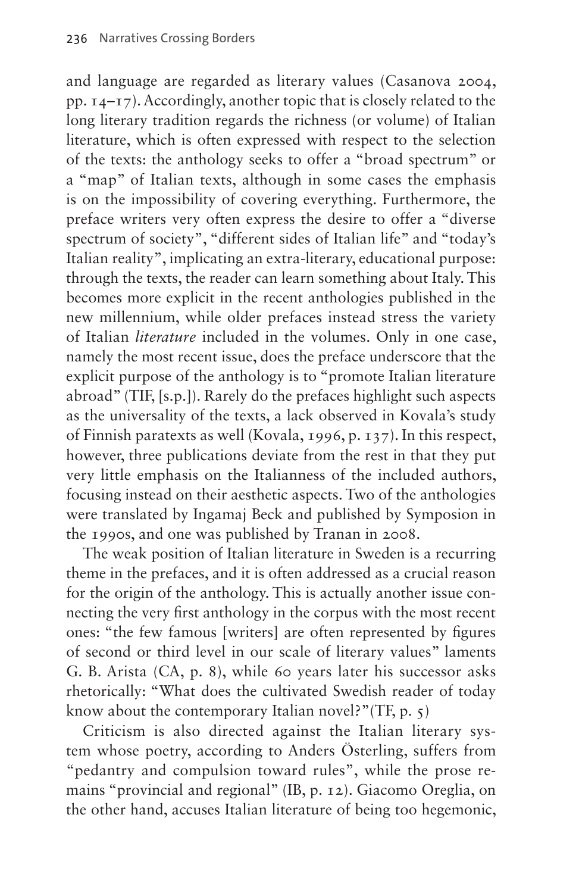and language are regarded as literary values (Casanova 2004, pp. 14–17). Accordingly, another topic that is closely related to the long literary tradition regards the richness (or volume) of Italian literature, which is often expressed with respect to the selection of the texts: the anthology seeks to offer a "broad spectrum" or a "map" of Italian texts, although in some cases the emphasis is on the impossibility of covering everything. Furthermore, the preface writers very often express the desire to offer a "diverse spectrum of society", "different sides of Italian life" and "today's Italian reality", implicating an extra-literary, educational purpose: through the texts, the reader can learn something about Italy. This becomes more explicit in the recent anthologies published in the new millennium, while older prefaces instead stress the variety of Italian *literature* included in the volumes. Only in one case, namely the most recent issue, does the preface underscore that the explicit purpose of the anthology is to "promote Italian literature abroad" (TIF, [s.p.]). Rarely do the prefaces highlight such aspects as the universality of the texts, a lack observed in Kovala's study of Finnish paratexts as well (Kovala, 1996, p. 137). In this respect, however, three publications deviate from the rest in that they put very little emphasis on the Italianness of the included authors, focusing instead on their aesthetic aspects. Two of the anthologies were translated by Ingamaj Beck and published by Symposion in the 1990s, and one was published by Tranan in 2008.

The weak position of Italian literature in Sweden is a recurring theme in the prefaces, and it is often addressed as a crucial reason for the origin of the anthology. This is actually another issue connecting the very first anthology in the corpus with the most recent ones: "the few famous [writers] are often represented by figures of second or third level in our scale of literary values" laments G. B. Arista (CA, p. 8), while 60 years later his successor asks rhetorically: "What does the cultivated Swedish reader of today know about the contemporary Italian novel?"(TF, p. 5)

Criticism is also directed against the Italian literary system whose poetry, according to Anders Österling, suffers from "pedantry and compulsion toward rules", while the prose remains "provincial and regional" (IB, p. 12). Giacomo Oreglia, on the other hand, accuses Italian literature of being too hegemonic,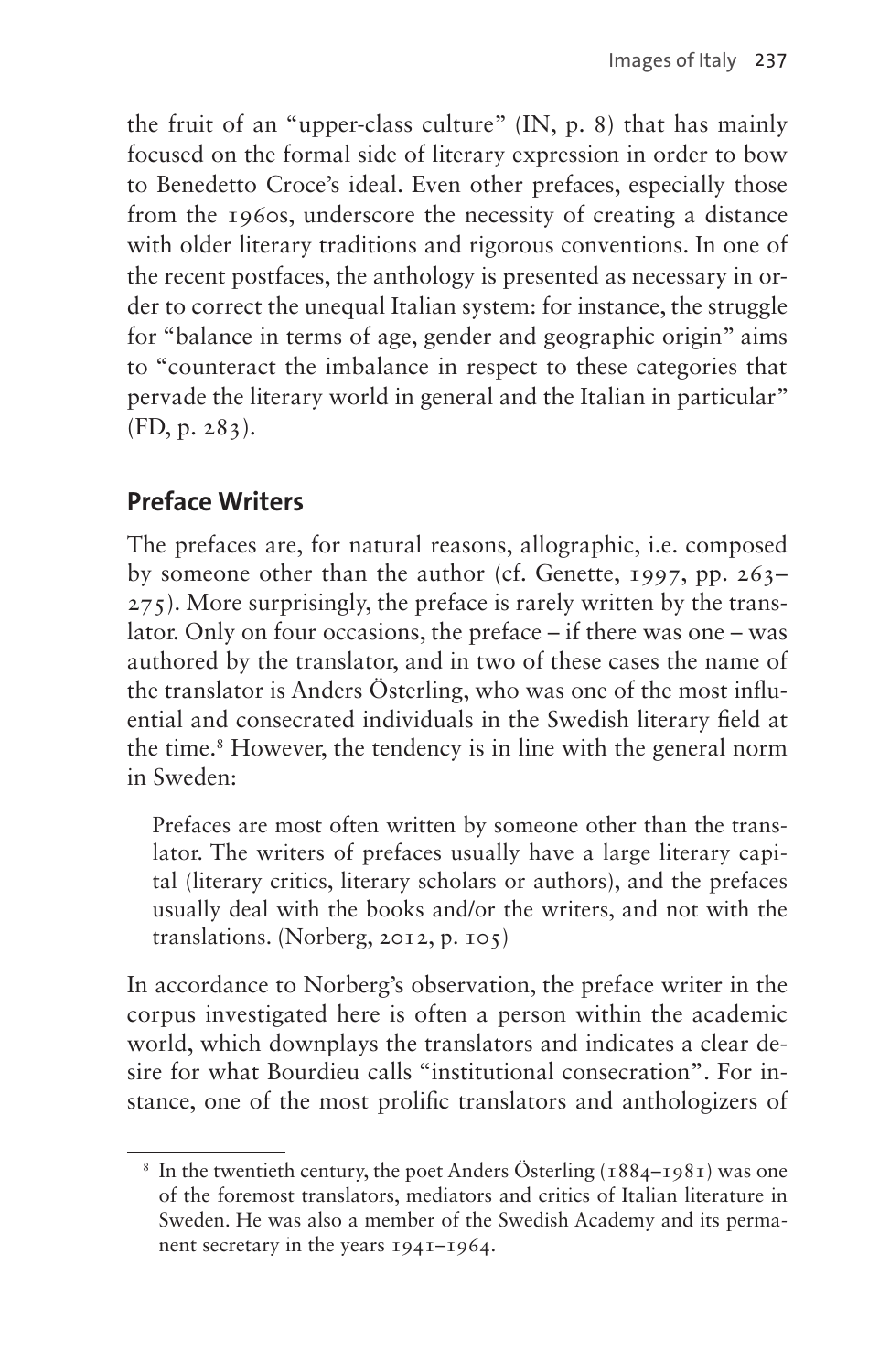the fruit of an "upper-class culture" (IN, p. 8) that has mainly focused on the formal side of literary expression in order to bow to Benedetto Croce's ideal. Even other prefaces, especially those from the 1960s, underscore the necessity of creating a distance with older literary traditions and rigorous conventions. In one of the recent postfaces, the anthology is presented as necessary in order to correct the unequal Italian system: for instance, the struggle for "balance in terms of age, gender and geographic origin" aims to "counteract the imbalance in respect to these categories that pervade the literary world in general and the Italian in particular" (FD, p. 283).

## Preface Writers

The prefaces are, for natural reasons, allographic, i.e. composed by someone other than the author (cf. Genette, 1997, pp. 263–275). More surprisingly, the preface is rarely written by the translator. Only on four occasions, the preface – if there was one – was authored by the translator, and in two of these cases the name of the translator is Anders Österling, who was one of the most influential and consecrated individuals in the Swedish literary field at the time.[8] However, the tendency is in line with the general norm in Sweden:

> Prefaces are most often written by someone other than the translator. The writers of prefaces usually have a large literary capital (literary critics, literary scholars or authors), and the prefaces usually deal with the books and/or the writers, and not with the translations. (Norberg, 2012, p. 105)

In accordance to Norberg's observation, the preface writer in the corpus investigated here is often a person within the academic world, which downplays the translators and indicates a clear desire for what Bourdieu calls "institutional consecration". For instance, one of the most prolific translators and anthologizers of

[8] In the twentieth century, the poet Anders Österling (1884–1981) was one of the foremost translators, mediators and critics of Italian literature in Sweden. He was also a member of the Swedish Academy and its permanent secretary in the years 1941–1964.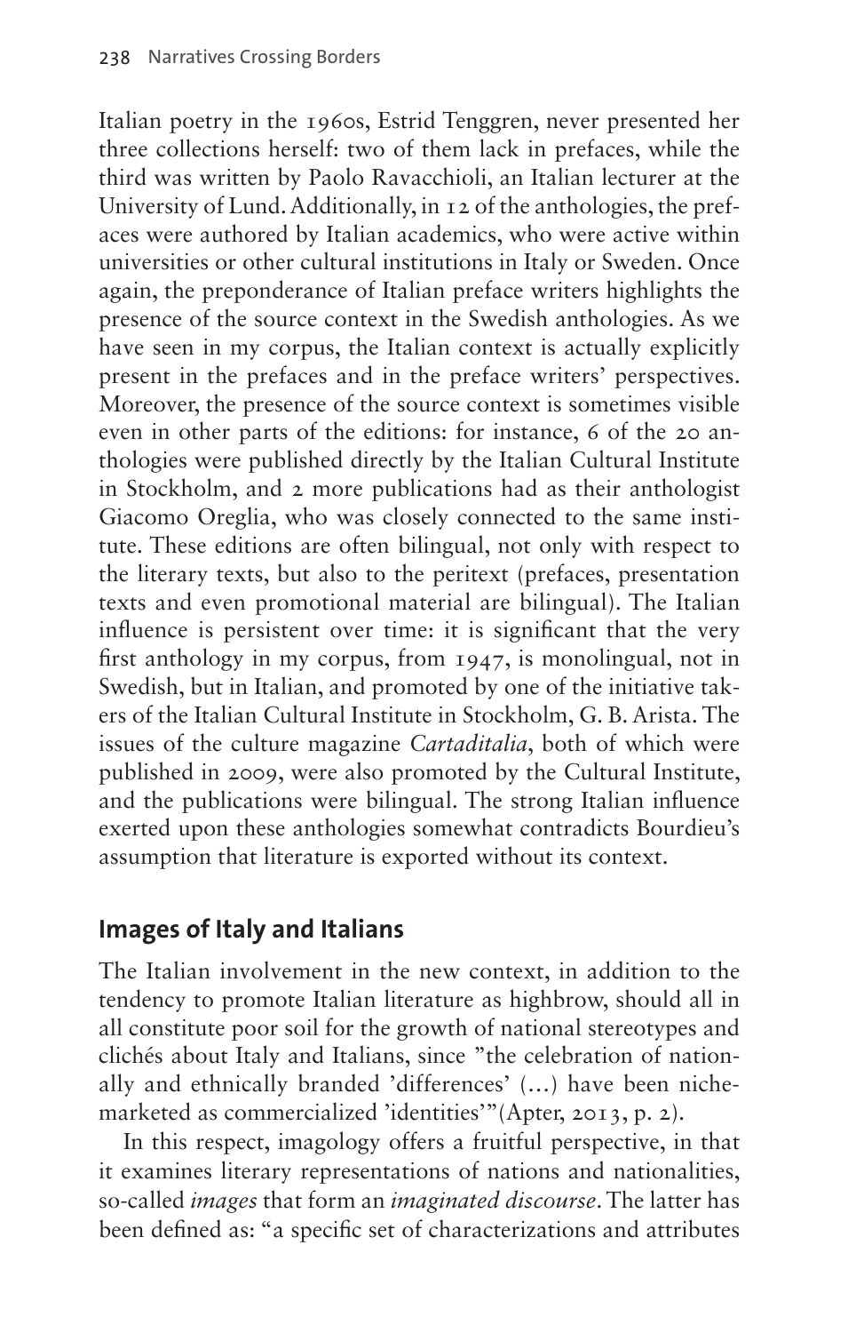Italian poetry in the 1960s, Estrid Tenggren, never presented her three collections herself: two of them lack in prefaces, while the third was written by Paolo Ravacchioli, an Italian lecturer at the University of Lund. Additionally, in 12 of the anthologies, the prefaces were authored by Italian academics, who were active within universities or other cultural institutions in Italy or Sweden. Once again, the preponderance of Italian preface writers highlights the presence of the source context in the Swedish anthologies. As we have seen in my corpus, the Italian context is actually explicitly present in the prefaces and in the preface writers' perspectives. Moreover, the presence of the source context is sometimes visible even in other parts of the editions: for instance, 6 of the 20 anthologies were published directly by the Italian Cultural Institute in Stockholm, and 2 more publications had as their anthologist Giacomo Oreglia, who was closely connected to the same institute. These editions are often bilingual, not only with respect to the literary texts, but also to the peritext (prefaces, presentation texts and even promotional material are bilingual). The Italian influence is persistent over time: it is significant that the very first anthology in my corpus, from 1947, is monolingual, not in Swedish, but in Italian, and promoted by one of the initiative takers of the Italian Cultural Institute in Stockholm, G. B. Arista. The issues of the culture magazine *Cartaditalia*, both of which were published in 2009, were also promoted by the Cultural Institute, and the publications were bilingual. The strong Italian influence exerted upon these anthologies somewhat contradicts Bourdieu's assumption that literature is exported without its context.

## Images of Italy and Italians

The Italian involvement in the new context, in addition to the tendency to promote Italian literature as highbrow, should all in all constitute poor soil for the growth of national stereotypes and clichés about Italy and Italians, since "the celebration of nationally and ethnically branded 'differences' (…) have been niche-marketed as commercialized 'identities'"(Apter, 2013, p. 2).

In this respect, imagology offers a fruitful perspective, in that it examines literary representations of nations and nationalities, so-called *images* that form an *imaginated discourse*. The latter has been defined as: "a specific set of characterizations and attributes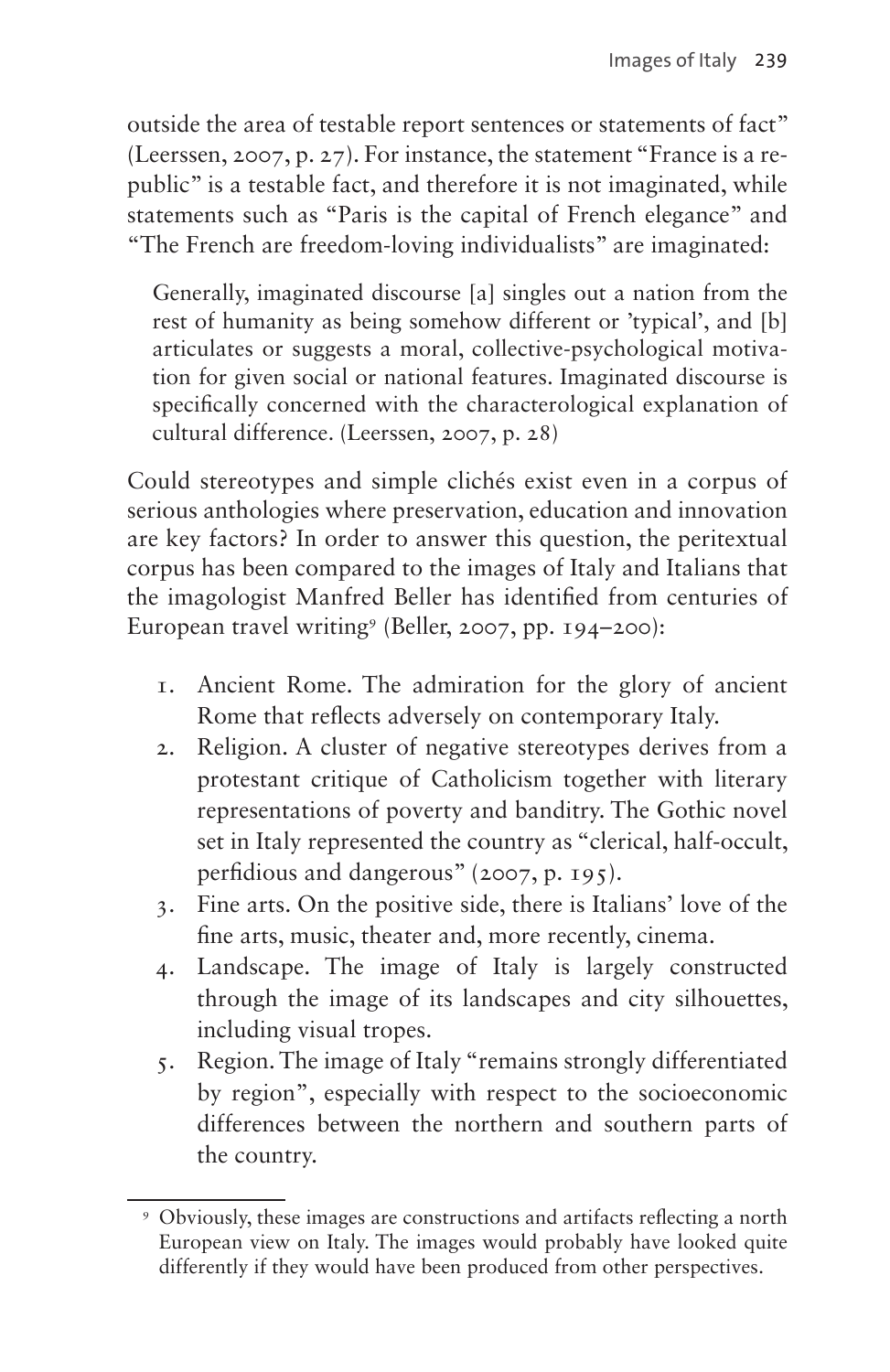outside the area of testable report sentences or statements of fact" (Leerssen, 2007, p. 27). For instance, the statement "France is a republic" is a testable fact, and therefore it is not imaginated, while statements such as "Paris is the capital of French elegance" and "The French are freedom-loving individualists" are imaginated:

> Generally, imaginated discourse [a] singles out a nation from the rest of humanity as being somehow different or 'typical', and [b] articulates or suggests a moral, collective-psychological motivation for given social or national features. Imaginated discourse is specifically concerned with the characterological explanation of cultural difference. (Leerssen, 2007, p. 28)

Could stereotypes and simple clichés exist even in a corpus of serious anthologies where preservation, education and innovation are key factors? In order to answer this question, the peritextual corpus has been compared to the images of Italy and Italians that the imagologist Manfred Beller has identified from centuries of European travel writing[9] (Beller, 2007, pp. 194–200):

1. Ancient Rome. The admiration for the glory of ancient Rome that reflects adversely on contemporary Italy.
2. Religion. A cluster of negative stereotypes derives from a protestant critique of Catholicism together with literary representations of poverty and banditry. The Gothic novel set in Italy represented the country as "clerical, half-occult, perfidious and dangerous" (2007, p. 195).
3. Fine arts. On the positive side, there is Italians' love of the fine arts, music, theater and, more recently, cinema.
4. Landscape. The image of Italy is largely constructed through the image of its landscapes and city silhouettes, including visual tropes.
5. Region. The image of Italy "remains strongly differentiated by region", especially with respect to the socioeconomic differences between the northern and southern parts of the country.

[9] Obviously, these images are constructions and artifacts reflecting a north European view on Italy. The images would probably have looked quite differently if they would have been produced from other perspectives.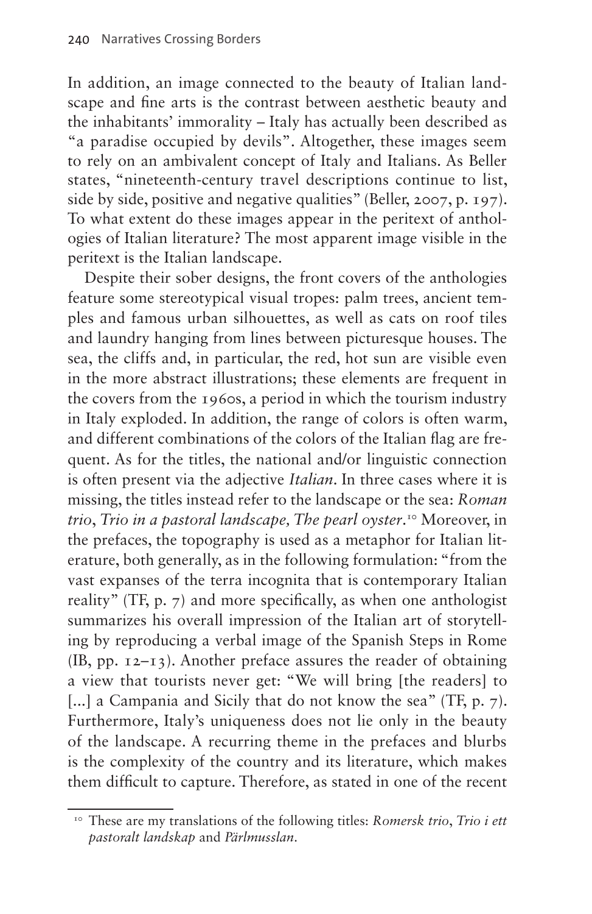In addition, an image connected to the beauty of Italian landscape and fine arts is the contrast between aesthetic beauty and the inhabitants' immorality – Italy has actually been described as "a paradise occupied by devils". Altogether, these images seem to rely on an ambivalent concept of Italy and Italians. As Beller states, "nineteenth-century travel descriptions continue to list, side by side, positive and negative qualities" (Beller, 2007, p. 197). To what extent do these images appear in the peritext of anthologies of Italian literature? The most apparent image visible in the peritext is the Italian landscape.

Despite their sober designs, the front covers of the anthologies feature some stereotypical visual tropes: palm trees, ancient temples and famous urban silhouettes, as well as cats on roof tiles and laundry hanging from lines between picturesque houses. The sea, the cliffs and, in particular, the red, hot sun are visible even in the more abstract illustrations; these elements are frequent in the covers from the 1960s, a period in which the tourism industry in Italy exploded. In addition, the range of colors is often warm, and different combinations of the colors of the Italian flag are frequent. As for the titles, the national and/or linguistic connection is often present via the adjective *Italian*. In three cases where it is missing, the titles instead refer to the landscape or the sea: *Roman trio*, *Trio in a pastoral landscape, The pearl oyster*.[10] Moreover, in the prefaces, the topography is used as a metaphor for Italian literature, both generally, as in the following formulation: "from the vast expanses of the terra incognita that is contemporary Italian reality" (TF, p. 7) and more specifically, as when one anthologist summarizes his overall impression of the Italian art of storytelling by reproducing a verbal image of the Spanish Steps in Rome (IB, pp. 12–13). Another preface assures the reader of obtaining a view that tourists never get: "We will bring [the readers] to [...] a Campania and Sicily that do not know the sea" (TF, p. 7). Furthermore, Italy's uniqueness does not lie only in the beauty of the landscape. A recurring theme in the prefaces and blurbs is the complexity of the country and its literature, which makes them difficult to capture. Therefore, as stated in one of the recent

---

[10] These are my translations of the following titles: *Romersk trio*, *Trio i ett pastoralt landskap* and *Pärlmusslan*.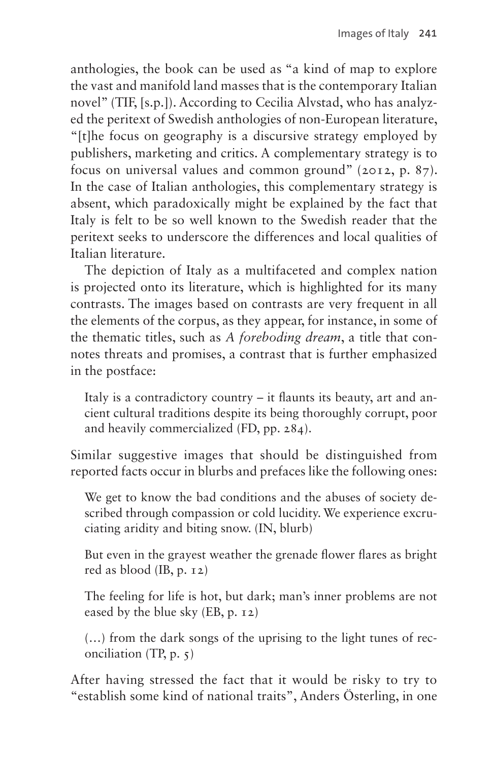anthologies, the book can be used as "a kind of map to explore the vast and manifold land masses that is the contemporary Italian novel" (TIF, [s.p.]). According to Cecilia Alvstad, who has analyzed the peritext of Swedish anthologies of non-European literature, "[t]he focus on geography is a discursive strategy employed by publishers, marketing and critics. A complementary strategy is to focus on universal values and common ground" (2012, p. 87). In the case of Italian anthologies, this complementary strategy is absent, which paradoxically might be explained by the fact that Italy is felt to be so well known to the Swedish reader that the peritext seeks to underscore the differences and local qualities of Italian literature.

The depiction of Italy as a multifaceted and complex nation is projected onto its literature, which is highlighted for its many contrasts. The images based on contrasts are very frequent in all the elements of the corpus, as they appear, for instance, in some of the thematic titles, such as *A foreboding dream*, a title that connotes threats and promises, a contrast that is further emphasized in the postface:

> Italy is a contradictory country – it flaunts its beauty, art and ancient cultural traditions despite its being thoroughly corrupt, poor and heavily commercialized (FD, pp. 284).

Similar suggestive images that should be distinguished from reported facts occur in blurbs and prefaces like the following ones:

> We get to know the bad conditions and the abuses of society described through compassion or cold lucidity. We experience excruciating aridity and biting snow. (IN, blurb)

> But even in the grayest weather the grenade flower flares as bright red as blood (IB, p. 12)

> The feeling for life is hot, but dark; man's inner problems are not eased by the blue sky (EB, p. 12)

> (…) from the dark songs of the uprising to the light tunes of reconciliation (TP, p. 5)

After having stressed the fact that it would be risky to try to "establish some kind of national traits", Anders Österling, in one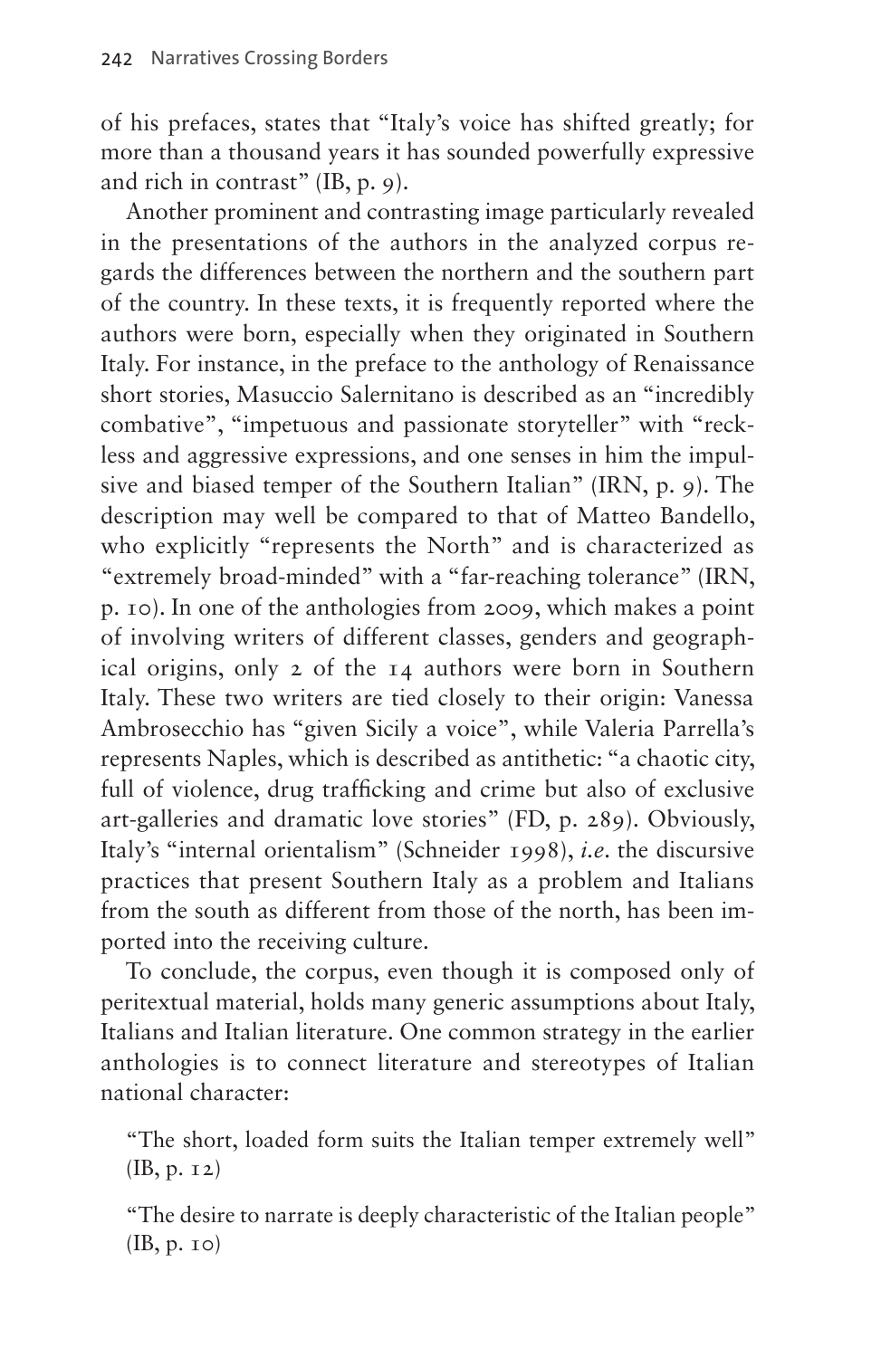of his prefaces, states that "Italy's voice has shifted greatly; for more than a thousand years it has sounded powerfully expressive and rich in contrast" (IB, p. 9).

Another prominent and contrasting image particularly revealed in the presentations of the authors in the analyzed corpus regards the differences between the northern and the southern part of the country. In these texts, it is frequently reported where the authors were born, especially when they originated in Southern Italy. For instance, in the preface to the anthology of Renaissance short stories, Masuccio Salernitano is described as an "incredibly combative", "impetuous and passionate storyteller" with "reckless and aggressive expressions, and one senses in him the impulsive and biased temper of the Southern Italian" (IRN, p. 9). The description may well be compared to that of Matteo Bandello, who explicitly "represents the North" and is characterized as "extremely broad-minded" with a "far-reaching tolerance" (IRN, p. 10). In one of the anthologies from 2009, which makes a point of involving writers of different classes, genders and geographical origins, only 2 of the 14 authors were born in Southern Italy. These two writers are tied closely to their origin: Vanessa Ambrosecchio has "given Sicily a voice", while Valeria Parrella's represents Naples, which is described as antithetic: "a chaotic city, full of violence, drug trafficking and crime but also of exclusive art-galleries and dramatic love stories" (FD, p. 289). Obviously, Italy's "internal orientalism" (Schneider 1998), *i.e.* the discursive practices that present Southern Italy as a problem and Italians from the south as different from those of the north, has been imported into the receiving culture.

To conclude, the corpus, even though it is composed only of peritextual material, holds many generic assumptions about Italy, Italians and Italian literature. One common strategy in the earlier anthologies is to connect literature and stereotypes of Italian national character:

> "The short, loaded form suits the Italian temper extremely well" (IB, p. 12)
>
> "The desire to narrate is deeply characteristic of the Italian people" (IB, p. 10)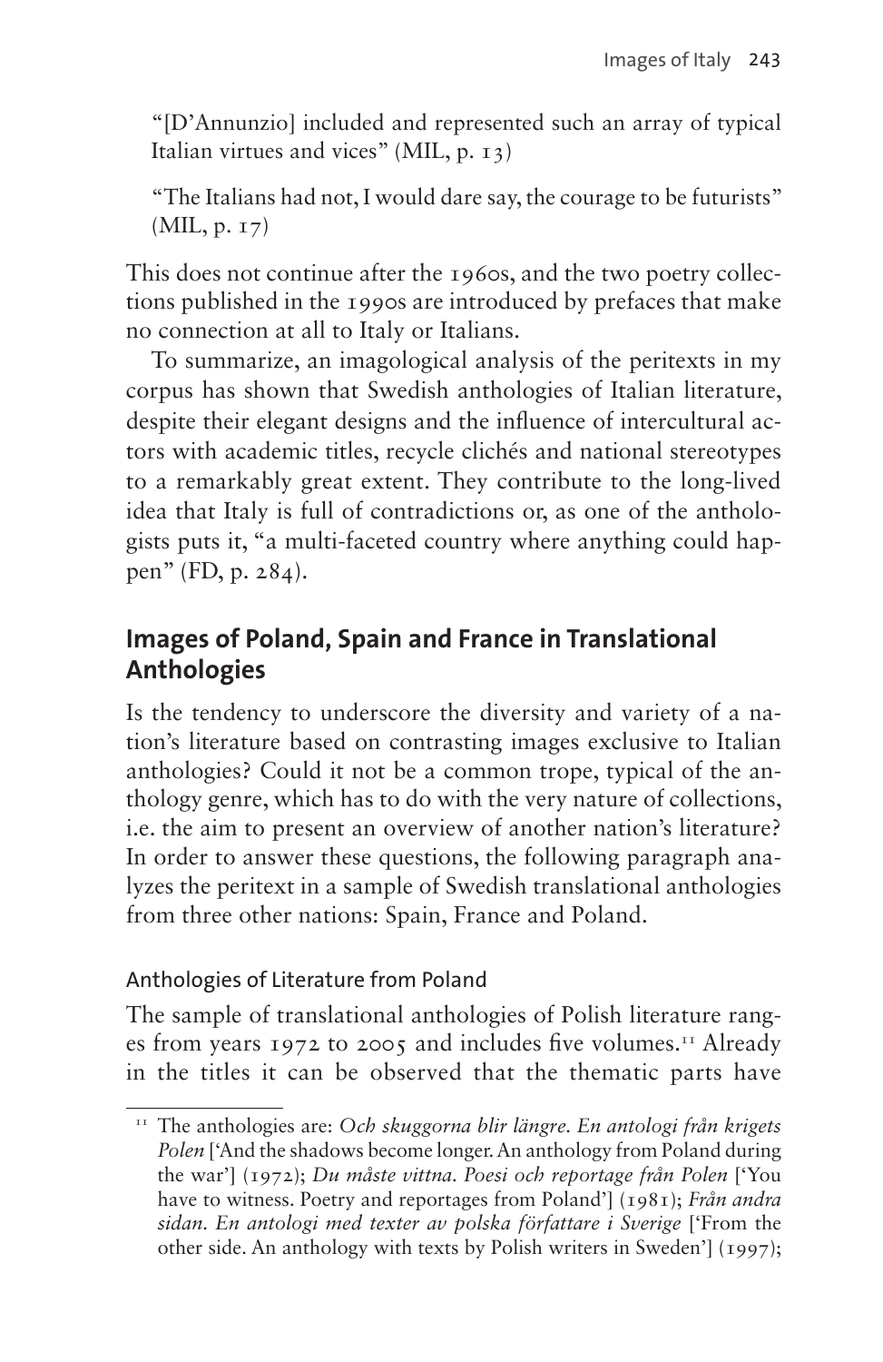"[D'Annunzio] included and represented such an array of typical Italian virtues and vices" (MIL, p. 13)

"The Italians had not, I would dare say, the courage to be futurists" (MIL, p. 17)

This does not continue after the 1960s, and the two poetry collections published in the 1990s are introduced by prefaces that make no connection at all to Italy or Italians.

To summarize, an imagological analysis of the peritexts in my corpus has shown that Swedish anthologies of Italian literature, despite their elegant designs and the influence of intercultural actors with academic titles, recycle clichés and national stereotypes to a remarkably great extent. They contribute to the long-lived idea that Italy is full of contradictions or, as one of the anthologists puts it, "a multi-faceted country where anything could happen" (FD, p. 284).

## Images of Poland, Spain and France in Translational Anthologies

Is the tendency to underscore the diversity and variety of a nation's literature based on contrasting images exclusive to Italian anthologies? Could it not be a common trope, typical of the anthology genre, which has to do with the very nature of collections, i.e. the aim to present an overview of another nation's literature? In order to answer these questions, the following paragraph analyzes the peritext in a sample of Swedish translational anthologies from three other nations: Spain, France and Poland.

### Anthologies of Literature from Poland

The sample of translational anthologies of Polish literature ranges from years 1972 to 2005 and includes five volumes.[11] Already in the titles it can be observed that the thematic parts have

[11] The anthologies are: *Och skuggorna blir längre. En antologi från krigets Polen* ['And the shadows become longer. An anthology from Poland during the war'] (1972); *Du måste vittna. Poesi och reportage från Polen* ['You have to witness. Poetry and reportages from Poland'] (1981); *Från andra sidan. En antologi med texter av polska författare i Sverige* ['From the other side. An anthology with texts by Polish writers in Sweden'] (1997);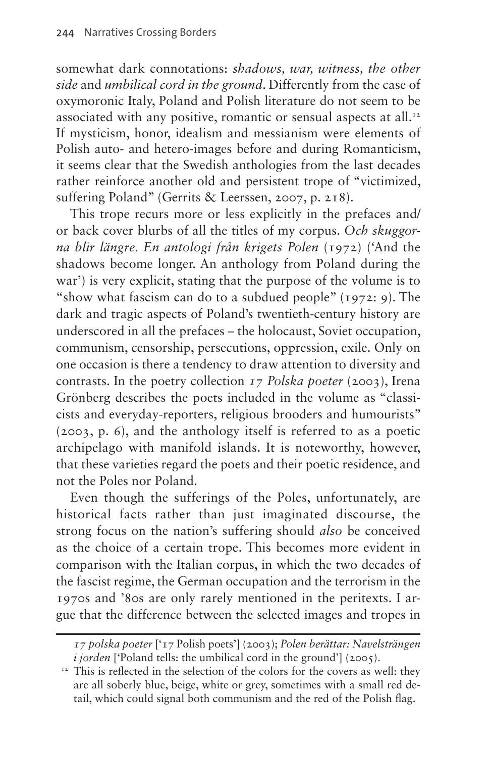somewhat dark connotations: *shadows, war, witness, the other side* and *umbilical cord in the ground*. Differently from the case of oxymoronic Italy, Poland and Polish literature do not seem to be associated with any positive, romantic or sensual aspects at all.[12] If mysticism, honor, idealism and messianism were elements of Polish auto- and hetero-images before and during Romanticism, it seems clear that the Swedish anthologies from the last decades rather reinforce another old and persistent trope of "victimized, suffering Poland" (Gerrits & Leerssen, 2007, p. 218).

This trope recurs more or less explicitly in the prefaces and/or back cover blurbs of all the titles of my corpus. *Och skuggorna blir längre. En antologi från krigets Polen* (1972) ('And the shadows become longer. An anthology from Poland during the war') is very explicit, stating that the purpose of the volume is to "show what fascism can do to a subdued people" (1972: 9). The dark and tragic aspects of Poland's twentieth-century history are underscored in all the prefaces – the holocaust, Soviet occupation, communism, censorship, persecutions, oppression, exile. Only on one occasion is there a tendency to draw attention to diversity and contrasts. In the poetry collection *17 Polska poeter* (2003), Irena Grönberg describes the poets included in the volume as "classicists and everyday-reporters, religious brooders and humourists" (2003, p. 6), and the anthology itself is referred to as a poetic archipelago with manifold islands. It is noteworthy, however, that these varieties regard the poets and their poetic residence, and not the Poles nor Poland.

Even though the sufferings of the Poles, unfortunately, are historical facts rather than just imaginated discourse, the strong focus on the nation's suffering should *also* be conceived as the choice of a certain trope. This becomes more evident in comparison with the Italian corpus, in which the two decades of the fascist regime, the German occupation and the terrorism in the 1970s and '80s are only rarely mentioned in the peritexts. I argue that the difference between the selected images and tropes in

---

*17 polska poeter* ['17 Polish poets'] (2003); *Polen berättar: Navelsträngen i jorden* ['Poland tells: the umbilical cord in the ground'] (2005).

[12] This is reflected in the selection of the colors for the covers as well: they are all soberly blue, beige, white or grey, sometimes with a small red detail, which could signal both communism and the red of the Polish flag.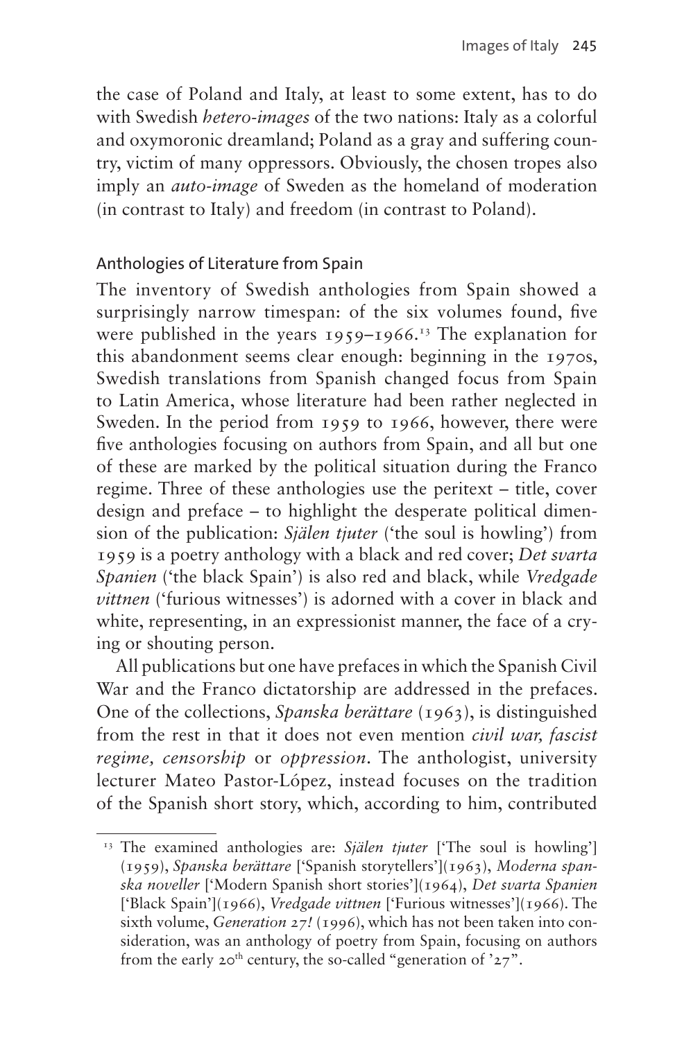the case of Poland and Italy, at least to some extent, has to do with Swedish *hetero-images* of the two nations: Italy as a colorful and oxymoronic dreamland; Poland as a gray and suffering country, victim of many oppressors. Obviously, the chosen tropes also imply an *auto-image* of Sweden as the homeland of moderation (in contrast to Italy) and freedom (in contrast to Poland).

## Anthologies of Literature from Spain

The inventory of Swedish anthologies from Spain showed a surprisingly narrow timespan: of the six volumes found, five were published in the years 1959–1966.[13] The explanation for this abandonment seems clear enough: beginning in the 1970s, Swedish translations from Spanish changed focus from Spain to Latin America, whose literature had been rather neglected in Sweden. In the period from 1959 to 1966, however, there were five anthologies focusing on authors from Spain, and all but one of these are marked by the political situation during the Franco regime. Three of these anthologies use the peritext – title, cover design and preface – to highlight the desperate political dimension of the publication: *Själen tjuter* ('the soul is howling') from 1959 is a poetry anthology with a black and red cover; *Det svarta Spanien* ('the black Spain') is also red and black, while *Vredgade vittnen* ('furious witnesses') is adorned with a cover in black and white, representing, in an expressionist manner, the face of a crying or shouting person.

All publications but one have prefaces in which the Spanish Civil War and the Franco dictatorship are addressed in the prefaces. One of the collections, *Spanska berättare* (1963), is distinguished from the rest in that it does not even mention *civil war, fascist regime, censorship* or *oppression*. The anthologist, university lecturer Mateo Pastor-López, instead focuses on the tradition of the Spanish short story, which, according to him, contributed

---

[13] The examined anthologies are: *Själen tjuter* ['The soul is howling'] (1959), *Spanska berättare* ['Spanish storytellers'](1963), *Moderna spanska noveller* ['Modern Spanish short stories'](1964), *Det svarta Spanien* ['Black Spain'](1966), *Vredgade vittnen* ['Furious witnesses'](1966). The sixth volume, *Generation 27!* (1996), which has not been taken into consideration, was an anthology of poetry from Spain, focusing on authors from the early 20th century, the so-called "generation of '27".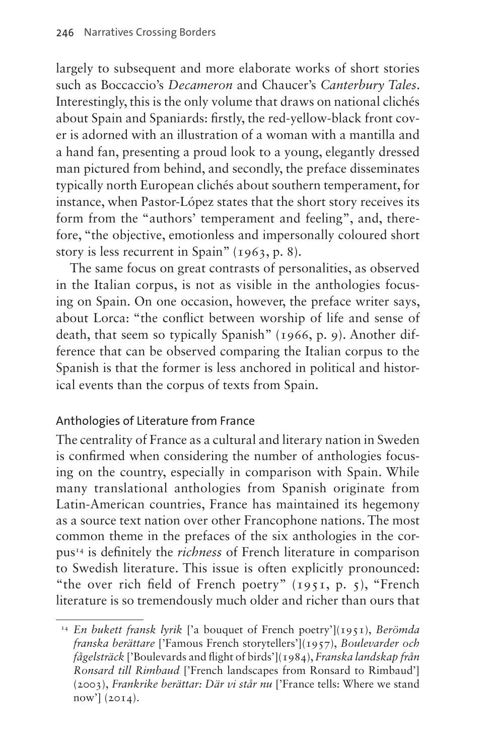largely to subsequent and more elaborate works of short stories such as Boccaccio's *Decameron* and Chaucer's *Canterbury Tales*. Interestingly, this is the only volume that draws on national clichés about Spain and Spaniards: firstly, the red-yellow-black front cover is adorned with an illustration of a woman with a mantilla and a hand fan, presenting a proud look to a young, elegantly dressed man pictured from behind, and secondly, the preface disseminates typically north European clichés about southern temperament, for instance, when Pastor-López states that the short story receives its form from the "authors' temperament and feeling", and, therefore, "the objective, emotionless and impersonally coloured short story is less recurrent in Spain" (1963, p. 8).

The same focus on great contrasts of personalities, as observed in the Italian corpus, is not as visible in the anthologies focusing on Spain. On one occasion, however, the preface writer says, about Lorca: "the conflict between worship of life and sense of death, that seem so typically Spanish" (1966, p. 9). Another difference that can be observed comparing the Italian corpus to the Spanish is that the former is less anchored in political and historical events than the corpus of texts from Spain.

### Anthologies of Literature from France

The centrality of France as a cultural and literary nation in Sweden is confirmed when considering the number of anthologies focusing on the country, especially in comparison with Spain. While many translational anthologies from Spanish originate from Latin-American countries, France has maintained its hegemony as a source text nation over other Francophone nations. The most common theme in the prefaces of the six anthologies in the corpus[14] is definitely the *richness* of French literature in comparison to Swedish literature. This issue is often explicitly pronounced: "the over rich field of French poetry" (1951, p. 5), "French literature is so tremendously much older and richer than ours that

[14] *En bukett fransk lyrik* ['a bouquet of French poetry'](1951), *Berömda franska berättare* ['Famous French storytellers'](1957), *Boulevarder och fågelsträck* ['Boulevards and flight of birds'](1984), *Franska landskap från Ronsard till Rimbaud* ['French landscapes from Ronsard to Rimbaud'] (2003), *Frankrike berättar: Där vi står nu* ['France tells: Where we stand now'] (2014).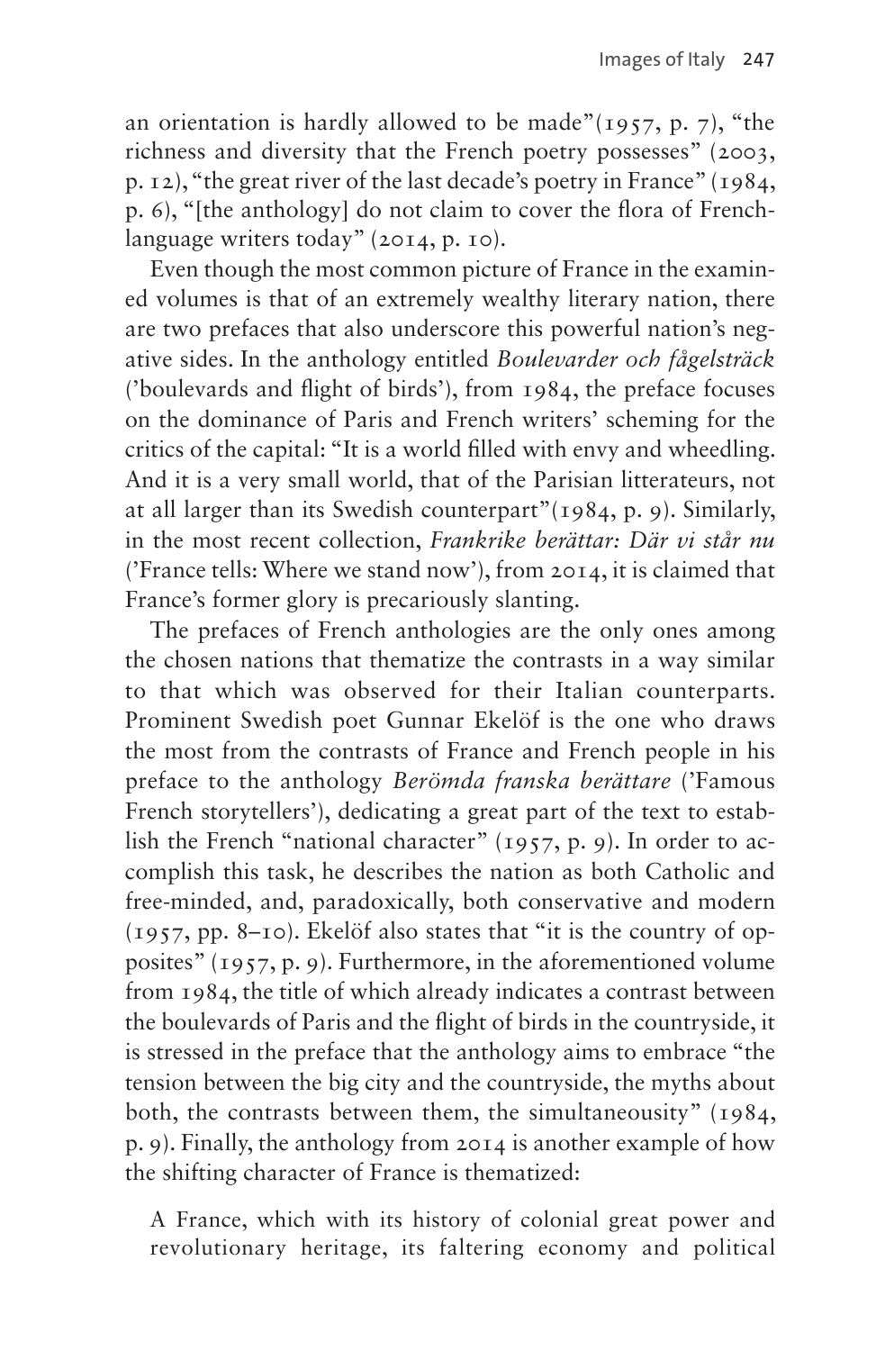an orientation is hardly allowed to be made"(1957, p. 7), "the richness and diversity that the French poetry possesses" (2003, p. 12), "the great river of the last decade's poetry in France" (1984, p. 6), "[the anthology] do not claim to cover the flora of French-language writers today" (2014, p. 10).

Even though the most common picture of France in the examined volumes is that of an extremely wealthy literary nation, there are two prefaces that also underscore this powerful nation's negative sides. In the anthology entitled *Boulevarder och fågelsträck* ('boulevards and flight of birds'), from 1984, the preface focuses on the dominance of Paris and French writers' scheming for the critics of the capital: "It is a world filled with envy and wheedling. And it is a very small world, that of the Parisian litterateurs, not at all larger than its Swedish counterpart"(1984, p. 9). Similarly, in the most recent collection, *Frankrike berättar: Där vi står nu* ('France tells: Where we stand now'), from 2014, it is claimed that France's former glory is precariously slanting.

The prefaces of French anthologies are the only ones among the chosen nations that thematize the contrasts in a way similar to that which was observed for their Italian counterparts. Prominent Swedish poet Gunnar Ekelöf is the one who draws the most from the contrasts of France and French people in his preface to the anthology *Berömda franska berättare* ('Famous French storytellers'), dedicating a great part of the text to establish the French "national character" (1957, p. 9). In order to accomplish this task, he describes the nation as both Catholic and free-minded, and, paradoxically, both conservative and modern (1957, pp. 8–10). Ekelöf also states that "it is the country of opposites" (1957, p. 9). Furthermore, in the aforementioned volume from 1984, the title of which already indicates a contrast between the boulevards of Paris and the flight of birds in the countryside, it is stressed in the preface that the anthology aims to embrace "the tension between the big city and the countryside, the myths about both, the contrasts between them, the simultaneousity" (1984, p. 9). Finally, the anthology from 2014 is another example of how the shifting character of France is thematized:

> A France, which with its history of colonial great power and revolutionary heritage, its faltering economy and political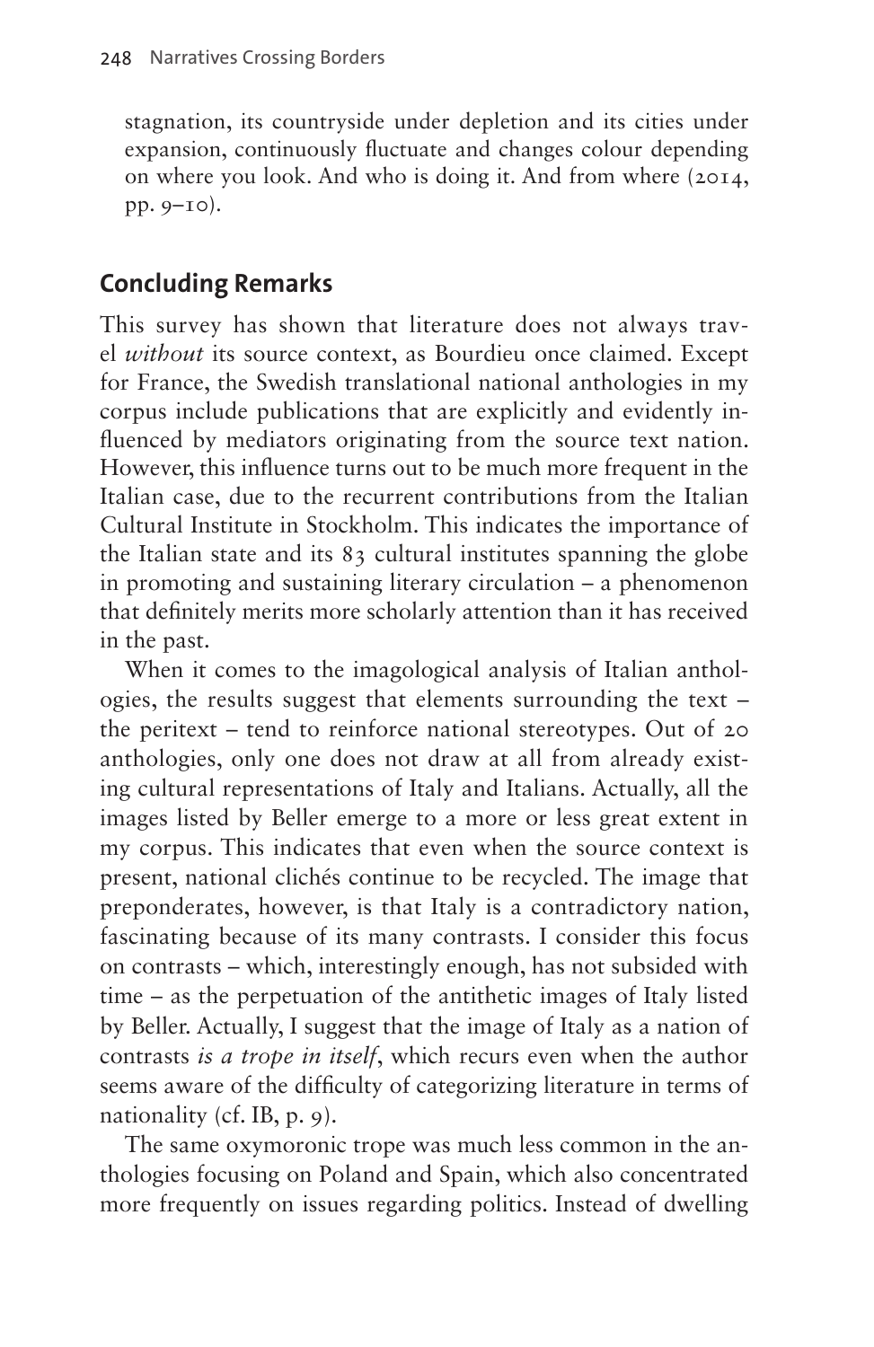stagnation, its countryside under depletion and its cities under expansion, continuously fluctuate and changes colour depending on where you look. And who is doing it. And from where (2014, pp. 9–10).

## Concluding Remarks

This survey has shown that literature does not always travel *without* its source context, as Bourdieu once claimed. Except for France, the Swedish translational national anthologies in my corpus include publications that are explicitly and evidently influenced by mediators originating from the source text nation. However, this influence turns out to be much more frequent in the Italian case, due to the recurrent contributions from the Italian Cultural Institute in Stockholm. This indicates the importance of the Italian state and its 83 cultural institutes spanning the globe in promoting and sustaining literary circulation – a phenomenon that definitely merits more scholarly attention than it has received in the past.

When it comes to the imagological analysis of Italian anthologies, the results suggest that elements surrounding the text – the peritext – tend to reinforce national stereotypes. Out of 20 anthologies, only one does not draw at all from already existing cultural representations of Italy and Italians. Actually, all the images listed by Beller emerge to a more or less great extent in my corpus. This indicates that even when the source context is present, national clichés continue to be recycled. The image that preponderates, however, is that Italy is a contradictory nation, fascinating because of its many contrasts. I consider this focus on contrasts – which, interestingly enough, has not subsided with time – as the perpetuation of the antithetic images of Italy listed by Beller. Actually, I suggest that the image of Italy as a nation of contrasts *is a trope in itself*, which recurs even when the author seems aware of the difficulty of categorizing literature in terms of nationality (cf. IB, p. 9).

The same oxymoronic trope was much less common in the anthologies focusing on Poland and Spain, which also concentrated more frequently on issues regarding politics. Instead of dwelling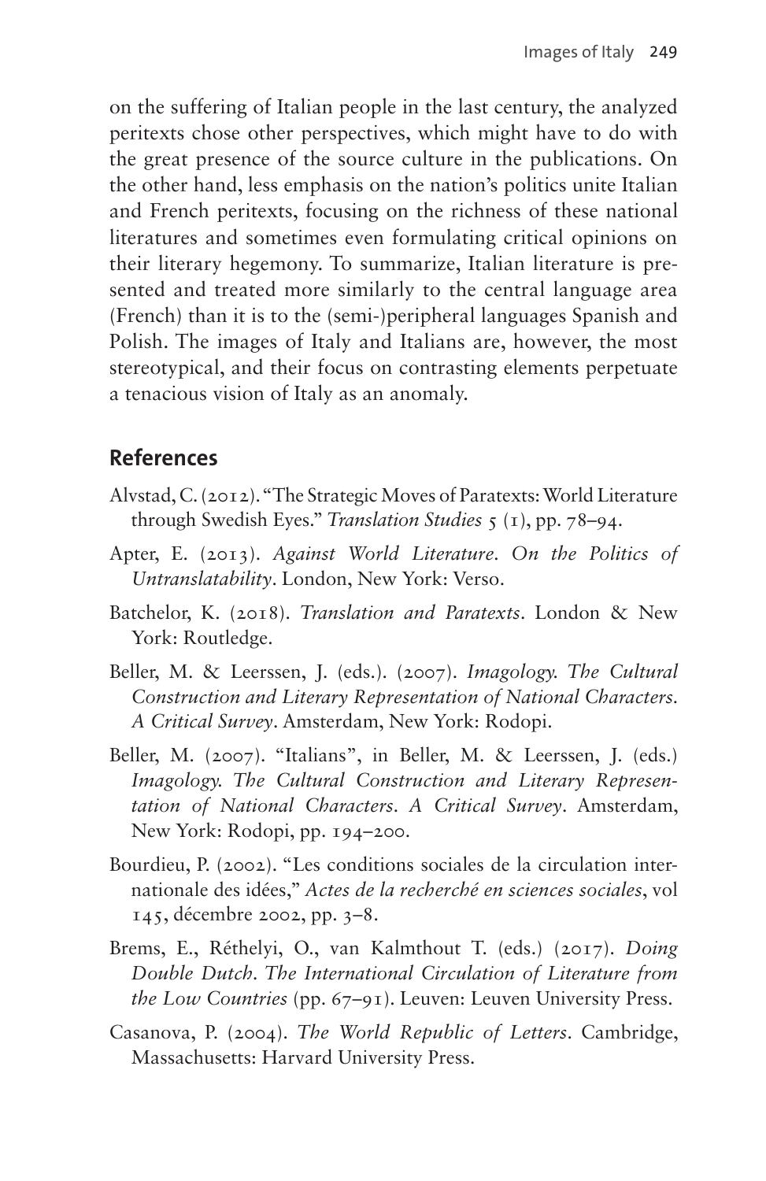on the suffering of Italian people in the last century, the analyzed peritexts chose other perspectives, which might have to do with the great presence of the source culture in the publications. On the other hand, less emphasis on the nation's politics unite Italian and French peritexts, focusing on the richness of these national literatures and sometimes even formulating critical opinions on their literary hegemony. To summarize, Italian literature is presented and treated more similarly to the central language area (French) than it is to the (semi-)peripheral languages Spanish and Polish. The images of Italy and Italians are, however, the most stereotypical, and their focus on contrasting elements perpetuate a tenacious vision of Italy as an anomaly.

## References

Alvstad, C. (2012). "The Strategic Moves of Paratexts: World Literature through Swedish Eyes." *Translation Studies* 5 (1), pp. 78–94.

Apter, E. (2013). *Against World Literature. On the Politics of Untranslatability*. London, New York: Verso.

Batchelor, K. (2018). *Translation and Paratexts*. London & New York: Routledge.

Beller, M. & Leerssen, J. (eds.). (2007). *Imagology. The Cultural Construction and Literary Representation of National Characters. A Critical Survey*. Amsterdam, New York: Rodopi.

Beller, M. (2007). "Italians", in Beller, M. & Leerssen, J. (eds.) *Imagology. The Cultural Construction and Literary Representation of National Characters. A Critical Survey*. Amsterdam, New York: Rodopi, pp. 194–200.

Bourdieu, P. (2002). "Les conditions sociales de la circulation internationale des idées," *Actes de la recherché en sciences sociales*, vol 145, décembre 2002, pp. 3–8.

Brems, E., Réthelyi, O., van Kalmthout T. (eds.) (2017). *Doing Double Dutch. The International Circulation of Literature from the Low Countries* (pp. 67–91). Leuven: Leuven University Press.

Casanova, P. (2004). *The World Republic of Letters*. Cambridge, Massachusetts: Harvard University Press.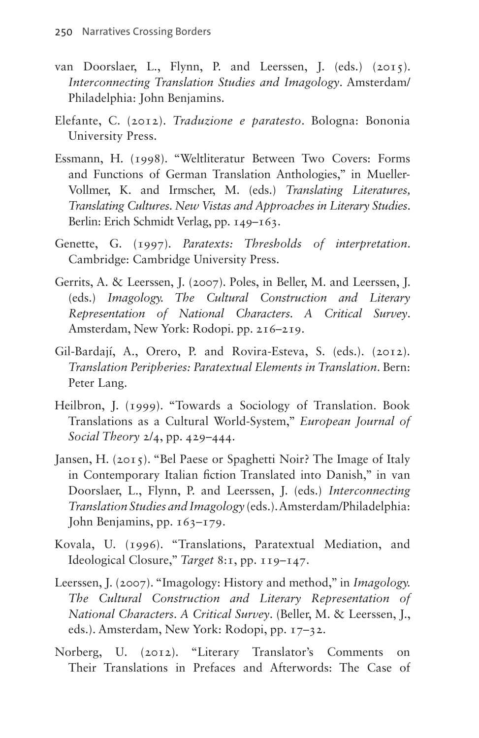van Doorslaer, L., Flynn, P. and Leerssen, J. (eds.) (2015). *Interconnecting Translation Studies and Imagology*. Amsterdam/ Philadelphia: John Benjamins.

Elefante, C. (2012). *Traduzione e paratesto*. Bologna: Bononia University Press.

Essmann, H. (1998). "Weltliteratur Between Two Covers: Forms and Functions of German Translation Anthologies," in Mueller-Vollmer, K. and Irmscher, M. (eds.) *Translating Literatures, Translating Cultures. New Vistas and Approaches in Literary Studies*. Berlin: Erich Schmidt Verlag, pp. 149–163.

Genette, G. (1997). *Paratexts: Thresholds of interpretation*. Cambridge: Cambridge University Press.

Gerrits, A. & Leerssen, J. (2007). Poles, in Beller, M. and Leerssen, J. (eds.) *Imagology. The Cultural Construction and Literary Representation of National Characters. A Critical Survey*. Amsterdam, New York: Rodopi. pp. 216–219.

Gil-Bardají, A., Orero, P. and Rovira-Esteva, S. (eds.). (2012). *Translation Peripheries: Paratextual Elements in Translation*. Bern: Peter Lang.

Heilbron, J. (1999). "Towards a Sociology of Translation. Book Translations as a Cultural World-System," *European Journal of Social Theory* 2/4, pp. 429–444.

Jansen, H. (2015). "Bel Paese or Spaghetti Noir? The Image of Italy in Contemporary Italian fiction Translated into Danish," in van Doorslaer, L., Flynn, P. and Leerssen, J. (eds.) *Interconnecting Translation Studies and Imagology* (eds.). Amsterdam/Philadelphia: John Benjamins, pp. 163–179.

Kovala, U. (1996). "Translations, Paratextual Mediation, and Ideological Closure," *Target* 8:1, pp. 119–147.

Leerssen, J. (2007). "Imagology: History and method," in *Imagology. The Cultural Construction and Literary Representation of National Characters. A Critical Survey*. (Beller, M. & Leerssen, J., eds.). Amsterdam, New York: Rodopi, pp. 17–32.

Norberg, U. (2012). "Literary Translator's Comments on Their Translations in Prefaces and Afterwords: The Case of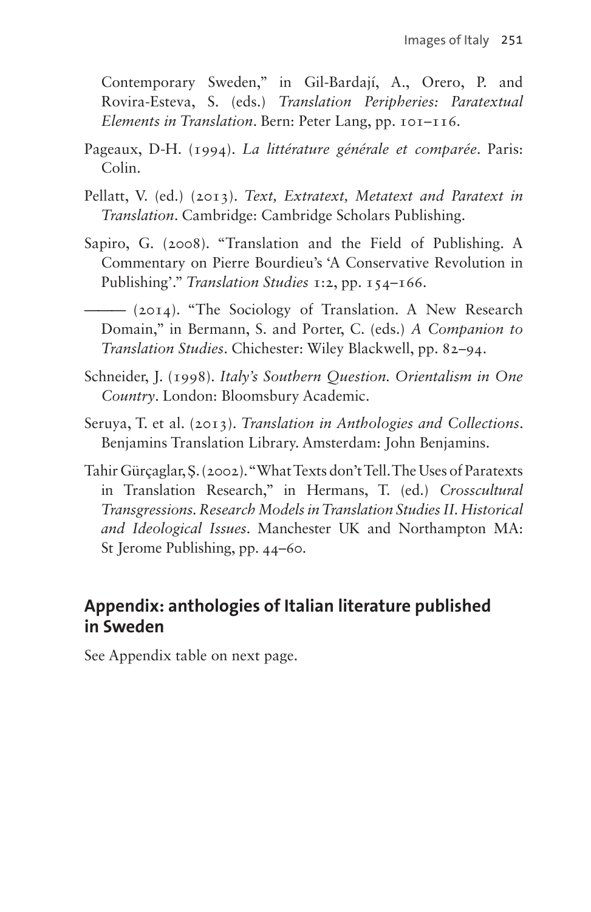Contemporary Sweden," in Gil-Bardají, A., Orero, P. and Rovira-Esteva, S. (eds.) *Translation Peripheries: Paratextual Elements in Translation*. Bern: Peter Lang, pp. 101–116.

Pageaux, D-H. (1994). *La littérature générale et comparée*. Paris: Colin.

Pellatt, V. (ed.) (2013). *Text, Extratext, Metatext and Paratext in Translation*. Cambridge: Cambridge Scholars Publishing.

Sapiro, G. (2008). "Translation and the Field of Publishing. A Commentary on Pierre Bourdieu's 'A Conservative Revolution in Publishing'." *Translation Studies* 1:2, pp. 154–166.

——— (2014). "The Sociology of Translation. A New Research Domain," in Bermann, S. and Porter, C. (eds.) *A Companion to Translation Studies*. Chichester: Wiley Blackwell, pp. 82–94.

Schneider, J. (1998). *Italy's Southern Question. Orientalism in One Country*. London: Bloomsbury Academic.

Seruya, T. et al. (2013). *Translation in Anthologies and Collections*. Benjamins Translation Library. Amsterdam: John Benjamins.

Tahir Gürçaglar, Ş. (2002). "What Texts don't Tell. The Uses of Paratexts in Translation Research," in Hermans, T. (ed.) *Crosscultural Transgressions. Research Models in Translation Studies II. Historical and Ideological Issues*. Manchester UK and Northampton MA: St Jerome Publishing, pp. 44–60.

## Appendix: anthologies of Italian literature published in Sweden

See Appendix table on next page.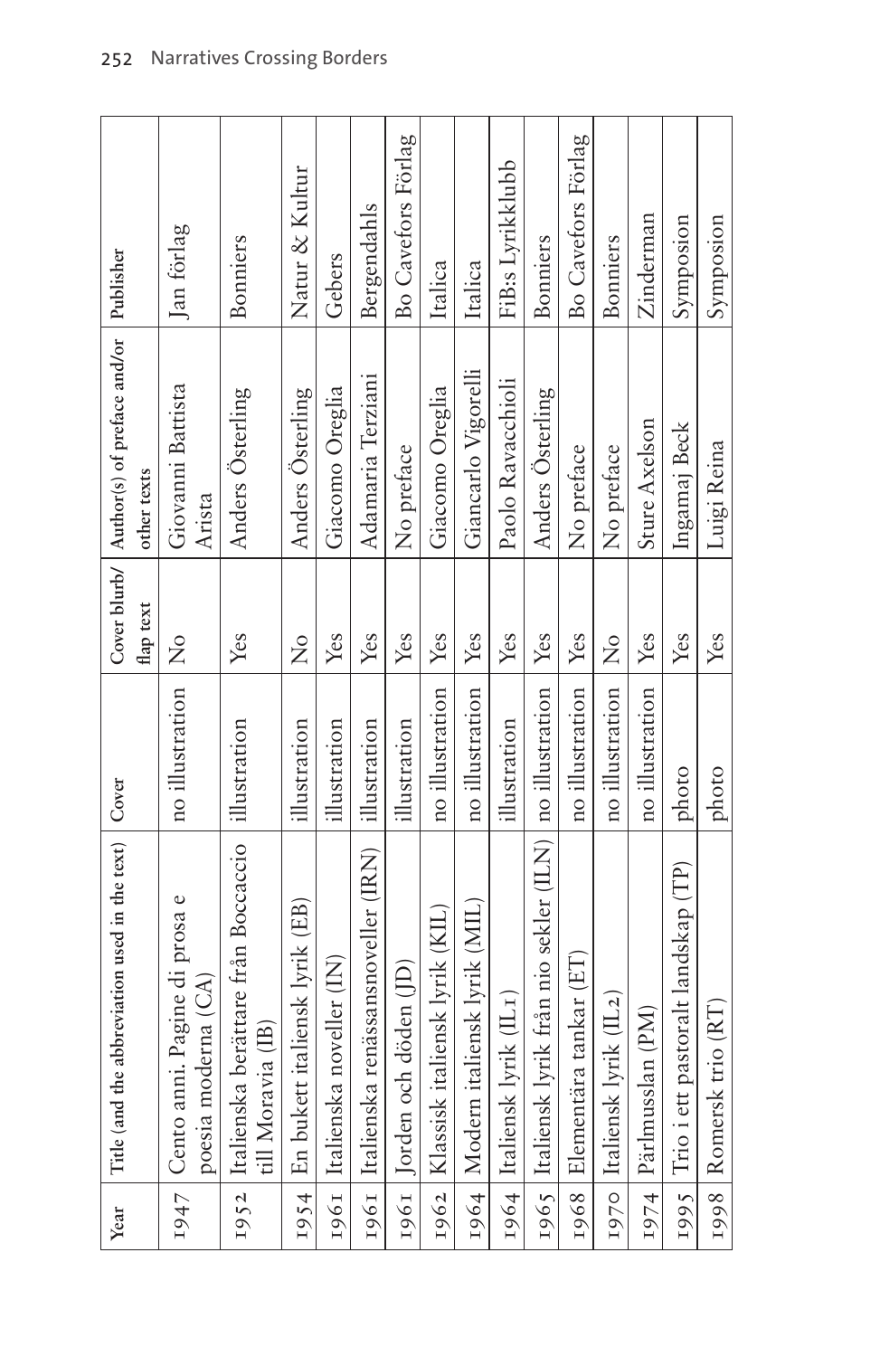| Year | Title (and the abbreviation used in the text) | Cover | Cover blurb/ flap text | Author(s) of preface and/or other texts | Publisher |
|---|---|---|---|---|---|
| 1947 | Cento anni. Pagine di prosa e poesia moderna (CA) | no illustration | No | Giovanni Battista Arista | Jan förlag |
| 1952 | Italienska berättare från Boccaccio till Moravia (IB) | illustration | Yes | Anders Österling | Bonniers |
| 1954 | En bukett italiensk lyrik (EB) | illustration | No | Anders Österling | Natur & Kultur |
| 1961 | Italienska noveller (IN) | illustration | Yes | Giacomo Oreglia | Gebers |
| 1961 | Italienska renässansnoveller (IRN) | illustration | Yes | Adamaria Terziani | Bergendahls |
| 1961 | Jorden och döden (JD) | illustration | Yes | No preface | Bo Cavefors Förlag |
| 1962 | Klassisk italiensk lyrik (KIL) | no illustration | Yes | Giacomo Oreglia | Italica |
| 1964 | Modern italiensk lyrik (MIL) | no illustration | Yes | Giancarlo Vigorelli | Italica |
| 1964 | Italiensk lyrik (IL1) | illustration | Yes | Paolo Ravacchioli | FiB:s Lyrikklubb |
| 1965 | Italiensk lyrik från nio sekler (ILN) | no illustration | Yes | Anders Österling | Bonniers |
| 1968 | Elementära tankar (ET) | no illustration | Yes | No preface | Bo Cavefors Förlag |
| 1970 | Italiensk lyrik (IL2) | no illustration | No | No preface | Bonniers |
| 1974 | Pärlmusslan (PM) | no illustration | Yes | Sture Axelson | Zinderman |
| 1995 | Trio i ett pastoralt landskap (TP) | photo | Yes | Ingamaj Beck | Symposion |
| 1998 | Romersk trio (RT) | photo | Yes | Luigi Reina | Symposion |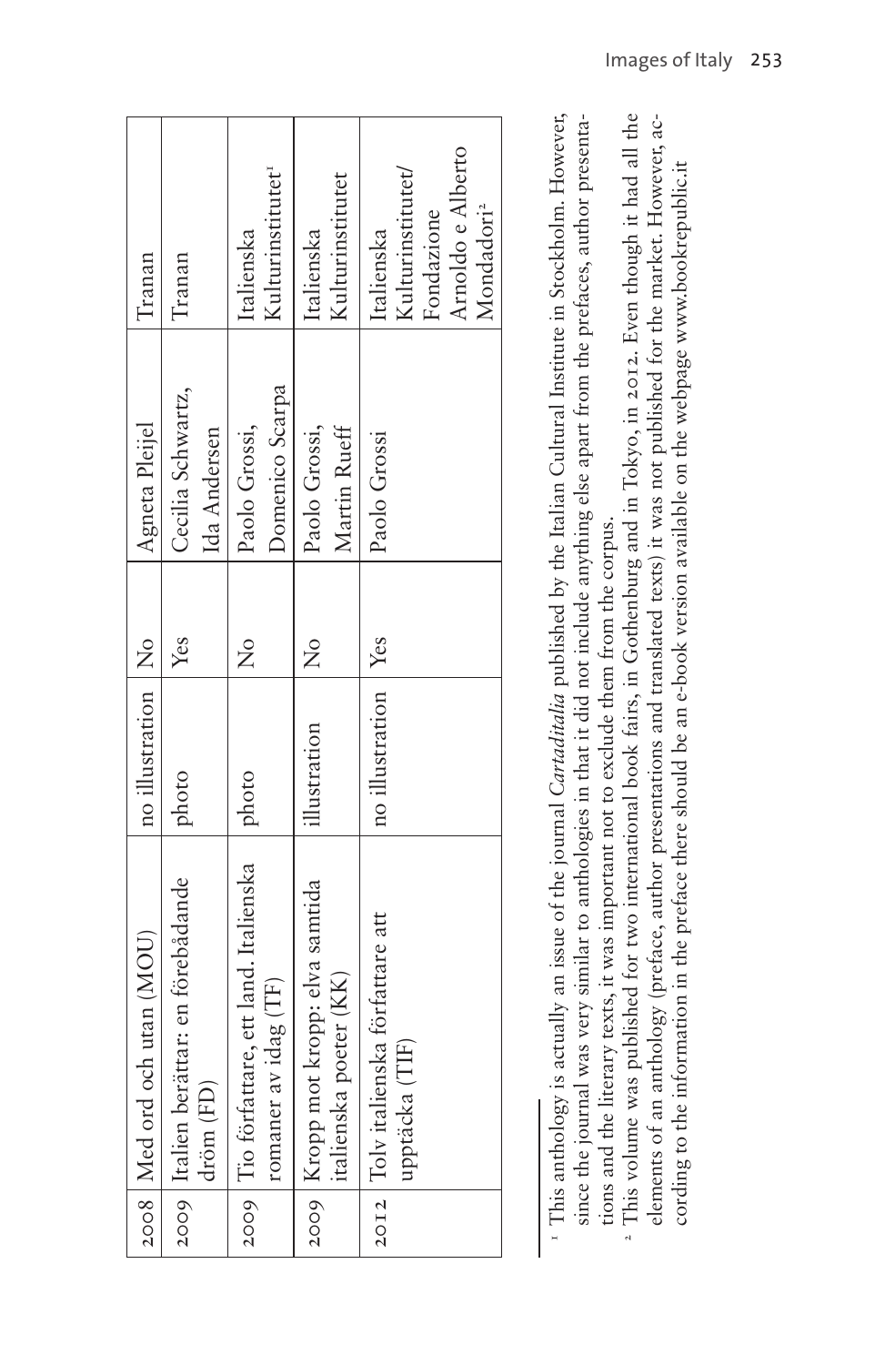| | | | | | |
|---|---|---|---|---|---|
| 2008 | Med ord och utan (MOU) | no illustration | No | Agneta Pleijel | Tranan |
| 2009 | Italien berättar: en förebådande dröm (FD) | photo | Yes | Cecilia Schwartz, Ida Andersen | Tranan |
| 2009 | Tio författare, ett land. Italienska romaner av idag (TF) | photo | No | Paolo Grossi, Domenico Scarpa | Italienska Kulturinstitutet[1] |
| 2009 | Kropp mot kropp: elva samtida italienska poeter (KK) | illustration | No | Paolo Grossi, Martin Rueff | Italienska Kulturinstitutet |
| 2012 | Tolv italienska författare att upptäcka (TIF) | no illustration | Yes | Paolo Grossi | Italienska Kulturinstitutet/ Fondazione Arnoldo e Alberto Mondadori[2] |

[1] This anthology is actually an issue of the journal *Cartaditalia* published by the Italian Cultural Institute in Stockholm. However, since the journal was very similar to anthologies in that it did not include anything else apart from the prefaces, author presentations and the literary texts, it was important not to exclude them from the corpus.

[2] This volume was published for two international book fairs, in Gothenburg and in Tokyo, in 2012. Even though it had all the elements of an anthology (preface, author presentations and translated texts) it was not published for the market. However, according to the information in the preface there should be an e-book version available on the webpage www.bookrepublic.it